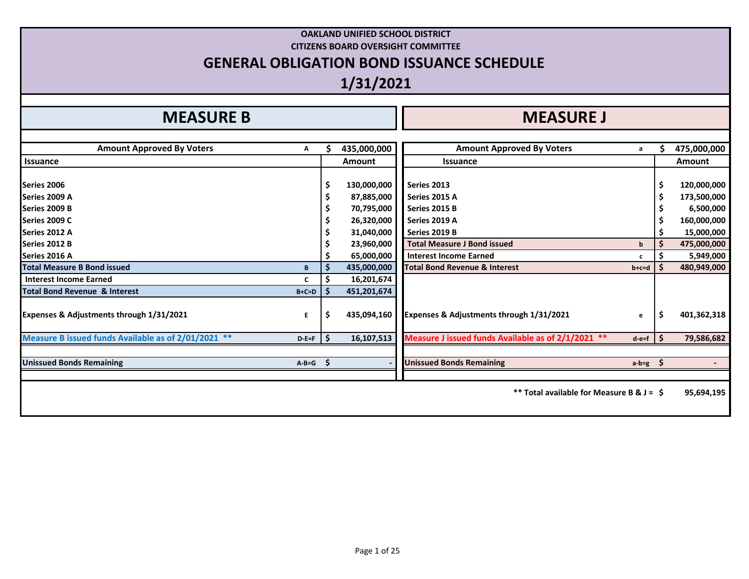**OAKLAND UNIFIED SCHOOL DISTRICT**

**CITIZENS BOARD OVERSIGHT COMMITTEE**

# GENERAL OBLIGATION BOND ISSUANCE SCHEDULE

## 1/31/2021

## MEASURE B

| Amount Approved By Voters | A | $ 435,000,000 |
|---|---|---|
| **Issuance** | | **Amount** |
| Series 2006 | | $ 130,000,000 |
| Series 2009 A | | $ 87,885,000 |
| Series 2009 B | | $ 70,795,000 |
| Series 2009 C | | $ 26,320,000 |
| Series 2012 A | | $ 31,040,000 |
| Series 2012 B | | $ 23,960,000 |
| Series 2016 A | | $ 65,000,000 |
| **Total Measure B Bond issued** | B | $ 435,000,000 |
| Interest Income Earned | C | $ 16,201,674 |
| **Total Bond Revenue & Interest** | B+C=D | $ 451,201,674 |
| Expenses & Adjustments through 1/31/2021 | E | $ 435,094,160 |
| **Measure B issued funds Available as of 2/01/2021 \*\*** | D-E=F | $ 16,107,513 |
| **Unissued Bonds Remaining** | A-B=G | $ - |

## MEASURE J

| Amount Approved By Voters | a | $ 475,000,000 |
|---|---|---|
| **Issuance** | | **Amount** |
| Series 2013 | | $ 120,000,000 |
| Series 2015 A | | $ 173,500,000 |
| Series 2015 B | | $ 6,500,000 |
| Series 2019 A | | $ 160,000,000 |
| Series 2019 B | | $ 15,000,000 |
| **Total Measure J Bond issued** | b | $ 475,000,000 |
| Interest Income Earned | c | $ 5,949,000 |
| **Total Bond Revenue & Interest** | b+c=d | $ 480,949,000 |
| Expenses & Adjustments through 1/31/2021 | e | $ 401,362,318 |
| **Measure J issued funds Available as of 2/1/2021 \*\*** | d-e=f | $ 79,586,682 |
| **Unissued Bonds Remaining** | a-b=g | $ - |

**\*\* Total available for Measure B & J = $ 95,694,195**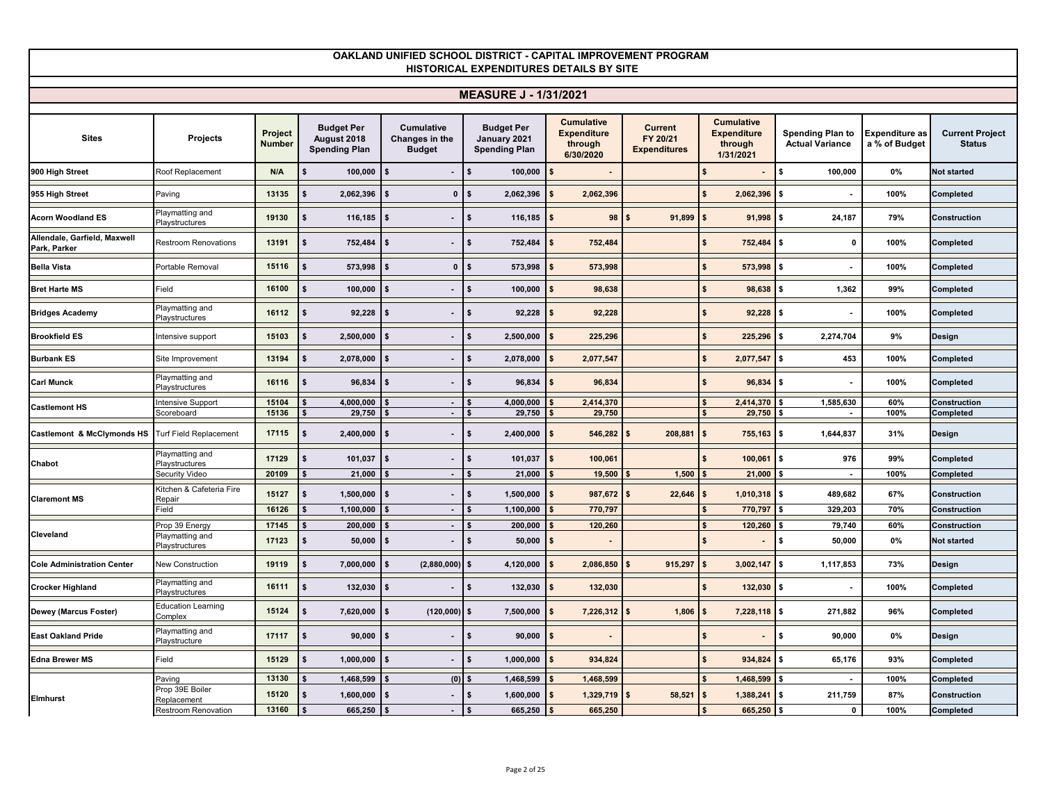# OAKLAND UNIFIED SCHOOL DISTRICT - CAPITAL IMPROVEMENT PROGRAM
## HISTORICAL EXPENDITURES DETAILS BY SITE

### MEASURE J - 1/31/2021

| Sites | Projects | Project Number | Budget Per August 2018 Spending Plan | Cumulative Changes in the Budget | Budget Per January 2021 Spending Plan | Cumulative Expenditure through 6/30/2020 | Current FY 20/21 Expenditures | Cumulative Expenditure through 1/31/2021 | Spending Plan to Actual Variance | Expenditure as a % of Budget | Current Project Status |
|---|---|---|---|---|---|---|---|---|---|---|---|
| 900 High Street | Roof Replacement | N/A | $ 100,000 | $ - | $ 100,000 | $ - | | $ - | $ 100,000 | 0% | Not started |
| 955 High Street | Paving | 13135 | $ 2,062,396 | $ 0 | $ 2,062,396 | $ 2,062,396 | | $ 2,062,396 | $ - | 100% | Completed |
| Acorn Woodland ES | Playmatting and Playstructures | 19130 | $ 116,185 | $ - | $ 116,185 | $ 98 | $ 91,899 | $ 91,998 | $ 24,187 | 79% | Construction |
| Allendale, Garfield, Maxwell Park, Parker | Restroom Renovations | 13191 | $ 752,484 | $ - | $ 752,484 | $ 752,484 | | $ 752,484 | $ 0 | 100% | Completed |
| Bella Vista | Portable Removal | 15116 | $ 573,998 | $ 0 | $ 573,998 | $ 573,998 | | $ 573,998 | $ - | 100% | Completed |
| Bret Harte MS | Field | 16100 | $ 100,000 | $ - | $ 100,000 | $ 98,638 | | $ 98,638 | $ 1,362 | 99% | Completed |
| Bridges Academy | Playmatting and Playstructures | 16112 | $ 92,228 | $ - | $ 92,228 | $ 92,228 | | $ 92,228 | $ - | 100% | Completed |
| Brookfield ES | Intensive support | 15103 | $ 2,500,000 | $ - | $ 2,500,000 | $ 225,296 | | $ 225,296 | $ 2,274,704 | 9% | Design |
| Burbank ES | Site Improvement | 13194 | $ 2,078,000 | $ - | $ 2,078,000 | $ 2,077,547 | | $ 2,077,547 | $ 453 | 100% | Completed |
| Carl Munck | Playmatting and Playstructures | 16116 | $ 96,834 | $ - | $ 96,834 | $ 96,834 | | $ 96,834 | $ - | 100% | Completed |
| Castlemont HS | Intensive Support | 15104 | $ 4,000,000 | $ - | $ 4,000,000 | $ 2,414,370 | | $ 2,414,370 | $ 1,585,630 | 60% | Construction |
| | Scoreboard | 15136 | $ 29,750 | $ - | $ 29,750 | $ 29,750 | | $ 29,750 | $ - | 100% | Completed |
| Castlemont & McClymonds HS | Turf Field Replacement | 17115 | $ 2,400,000 | $ - | $ 2,400,000 | $ 546,282 | $ 208,881 | $ 755,163 | $ 1,644,837 | 31% | Design |
| Chabot | Playmatting and Playstructures | 17129 | $ 101,037 | $ - | $ 101,037 | $ 100,061 | | $ 100,061 | $ 976 | 99% | Completed |
| | Security Video | 20109 | $ 21,000 | $ - | $ 21,000 | $ 19,500 | $ 1,500 | $ 21,000 | $ - | 100% | Completed |
| Claremont MS | Kitchen & Cafeteria Fire Repair | 15127 | $ 1,500,000 | $ - | $ 1,500,000 | $ 987,672 | $ 22,646 | $ 1,010,318 | $ 489,682 | 67% | Construction |
| | Field | 16126 | $ 1,100,000 | $ - | $ 1,100,000 | $ 770,797 | | $ 770,797 | $ 329,203 | 70% | Construction |
| Cleveland | Prop 39 Energy | 17145 | $ 200,000 | $ - | $ 200,000 | $ 120,260 | | $ 120,260 | $ 79,740 | 60% | Construction |
| | Playmatting and Playstructures | 17123 | $ 50,000 | $ - | $ 50,000 | $ - | | $ - | $ 50,000 | 0% | Not started |
| Cole Administration Center | New Construction | 19119 | $ 7,000,000 | $ (2,880,000) | $ 4,120,000 | $ 2,086,850 | $ 915,297 | $ 3,002,147 | $ 1,117,853 | 73% | Design |
| Crocker Highland | Playmatting and Playstructures | 16111 | $ 132,030 | $ - | $ 132,030 | $ 132,030 | | $ 132,030 | $ - | 100% | Completed |
| Dewey (Marcus Foster) | Education Learning Complex | 15124 | $ 7,620,000 | $ (120,000) | $ 7,500,000 | $ 7,226,312 | $ 1,806 | $ 7,228,118 | $ 271,882 | 96% | Completed |
| East Oakland Pride | Playmatting and Playstructure | 17117 | $ 90,000 | $ - | $ 90,000 | $ - | | $ - | $ 90,000 | 0% | Design |
| Edna Brewer MS | Field | 15129 | $ 1,000,000 | $ - | $ 1,000,000 | $ 934,824 | | $ 934,824 | $ 65,176 | 93% | Completed |
| Elmhurst | Paving | 13130 | $ 1,468,599 | $ (0) | $ 1,468,599 | $ 1,468,599 | | $ 1,468,599 | $ - | 100% | Completed |
| | Prop 39E Boiler Replacement | 15120 | $ 1,600,000 | $ - | $ 1,600,000 | $ 1,329,719 | $ 58,521 | $ 1,388,241 | $ 211,759 | 87% | Construction |
| | Restroom Renovation | 13160 | $ 665,250 | $ - | $ 665,250 | $ 665,250 | | $ 665,250 | $ 0 | 100% | Completed |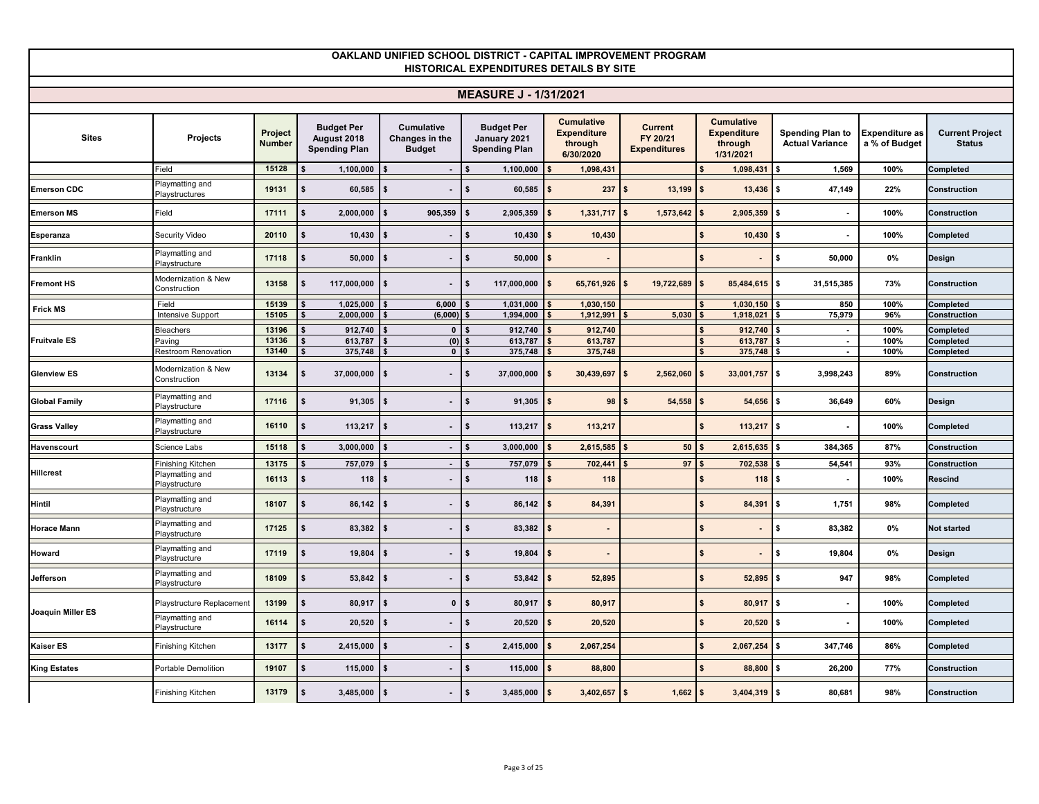# OAKLAND UNIFIED SCHOOL DISTRICT - CAPITAL IMPROVEMENT PROGRAM
## HISTORICAL EXPENDITURES DETAILS BY SITE

### MEASURE J - 1/31/2021

| Sites | Projects | Project Number | Budget Per August 2018 Spending Plan | Cumulative Changes in the Budget | Budget Per January 2021 Spending Plan | Cumulative Expenditure through 6/30/2020 | Current FY 20/21 Expenditures | Cumulative Expenditure through 1/31/2021 | Spending Plan to Actual Variance | Expenditure as a % of Budget | Current Project Status |
|---|---|---|---|---|---|---|---|---|---|---|---|
| | Field | 15128 | $ 1,100,000 | $ - | $ 1,100,000 | $ 1,098,431 | | $ 1,098,431 | $ 1,569 | 100% | Completed |
| Emerson CDC | Playmatting and Playstructures | 19131 | $ 60,585 | $ - | $ 60,585 | $ 237 | $ 13,199 | $ 13,436 | $ 47,149 | 22% | Construction |
| Emerson MS | Field | 17111 | $ 2,000,000 | $ 905,359 | $ 2,905,359 | $ 1,331,717 | $ 1,573,642 | $ 2,905,359 | $ - | 100% | Construction |
| Esperanza | Security Video | 20110 | $ 10,430 | $ - | $ 10,430 | $ 10,430 | | $ 10,430 | $ - | 100% | Completed |
| Franklin | Playmatting and Playstructure | 17118 | $ 50,000 | $ - | $ 50,000 | $ - | | $ - | $ 50,000 | 0% | Design |
| Fremont HS | Modernization & New Construction | 13158 | $ 117,000,000 | $ - | $ 117,000,000 | $ 65,761,926 | $ 19,722,689 | $ 85,484,615 | $ 31,515,385 | 73% | Construction |
| Frick MS | Field | 15139 | $ 1,025,000 | $ 6,000 | $ 1,031,000 | $ 1,030,150 | | $ 1,030,150 | $ 850 | 100% | Completed |
| | Intensive Support | 15105 | $ 2,000,000 | $ (6,000) | $ 1,994,000 | $ 1,912,991 | $ 5,030 | $ 1,918,021 | $ 75,979 | 96% | Construction |
| Fruitvale ES | Bleachers | 13196 | $ 912,740 | $ 0 | $ 912,740 | $ 912,740 | | $ 912,740 | $ - | 100% | Completed |
| | Paving | 13136 | $ 613,787 | $ (0) | $ 613,787 | $ 613,787 | | $ 613,787 | $ - | 100% | Completed |
| | Restroom Renovation | 13140 | $ 375,748 | $ 0 | $ 375,748 | $ 375,748 | | $ 375,748 | $ - | 100% | Completed |
| Glenview ES | Modernization & New Construction | 13134 | $ 37,000,000 | $ - | $ 37,000,000 | $ 30,439,697 | $ 2,562,060 | $ 33,001,757 | $ 3,998,243 | 89% | Construction |
| Global Family | Playmatting and Playstructure | 17116 | $ 91,305 | $ - | $ 91,305 | $ 98 | $ 54,558 | $ 54,656 | $ 36,649 | 60% | Design |
| Grass Valley | Playmatting and Playstructure | 16110 | $ 113,217 | $ - | $ 113,217 | $ 113,217 | | $ 113,217 | $ - | 100% | Completed |
| Havenscourt | Science Labs | 15118 | $ 3,000,000 | $ - | $ 3,000,000 | $ 2,615,585 | $ 50 | $ 2,615,635 | $ 384,365 | 87% | Construction |
| Hillcrest | Finishing Kitchen | 13175 | $ 757,079 | $ - | $ 757,079 | $ 702,441 | $ 97 | $ 702,538 | $ 54,541 | 93% | Construction |
| | Playmatting and Playstructure | 16113 | $ 118 | $ - | $ 118 | $ 118 | | $ 118 | $ - | 100% | Rescind |
| Hintil | Playmatting and Playstructure | 18107 | $ 86,142 | $ - | $ 86,142 | $ 84,391 | | $ 84,391 | $ 1,751 | 98% | Completed |
| Horace Mann | Playmatting and Playstructure | 17125 | $ 83,382 | $ - | $ 83,382 | $ - | | $ - | $ 83,382 | 0% | Not started |
| Howard | Playmatting and Playstructure | 17119 | $ 19,804 | $ - | $ 19,804 | $ - | | $ - | $ 19,804 | 0% | Design |
| Jefferson | Playmatting and Playstructure | 18109 | $ 53,842 | $ - | $ 53,842 | $ 52,895 | | $ 52,895 | $ 947 | 98% | Completed |
| Joaquin Miller ES | Playstructure Replacement | 13199 | $ 80,917 | $ 0 | $ 80,917 | $ 80,917 | | $ 80,917 | $ - | 100% | Completed |
| | Playmatting and Playstructure | 16114 | $ 20,520 | $ - | $ 20,520 | $ 20,520 | | $ 20,520 | $ - | 100% | Completed |
| Kaiser ES | Finishing Kitchen | 13177 | $ 2,415,000 | $ - | $ 2,415,000 | $ 2,067,254 | | $ 2,067,254 | $ 347,746 | 86% | Completed |
| King Estates | Portable Demolition | 19107 | $ 115,000 | $ - | $ 115,000 | $ 88,800 | | $ 88,800 | $ 26,200 | 77% | Construction |
| | Finishing Kitchen | 13179 | $ 3,485,000 | $ - | $ 3,485,000 | $ 3,402,657 | $ 1,662 | $ 3,404,319 | $ 80,681 | 98% | Construction |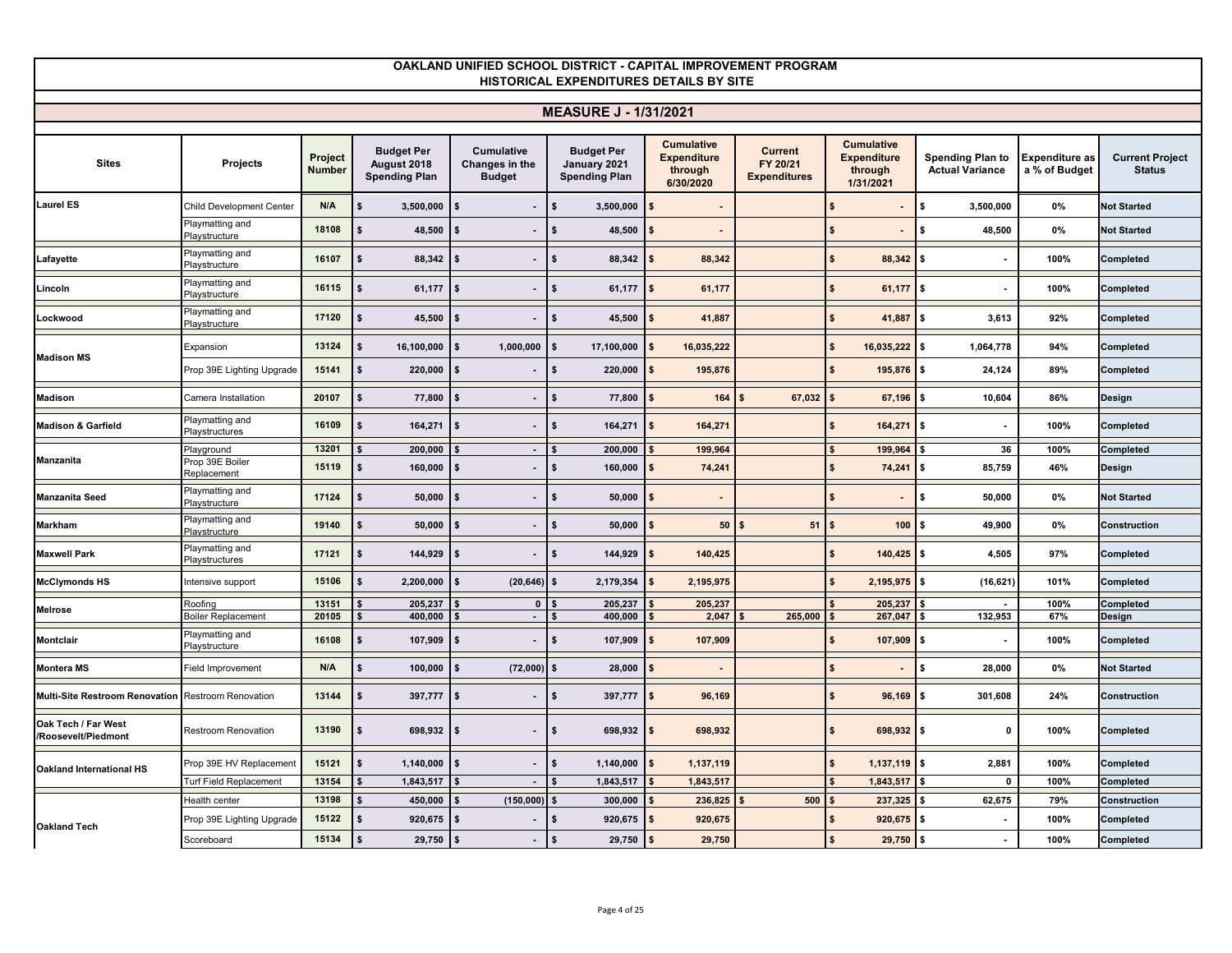# OAKLAND UNIFIED SCHOOL DISTRICT - CAPITAL IMPROVEMENT PROGRAM
## HISTORICAL EXPENDITURES DETAILS BY SITE

### MEASURE J - 1/31/2021

| Sites | Projects | Project Number | Budget Per August 2018 Spending Plan | Cumulative Changes in the Budget | Budget Per January 2021 Spending Plan | Cumulative Expenditure through 6/30/2020 | Current FY 20/21 Expenditures | Cumulative Expenditure through 1/31/2021 | Spending Plan to Actual Variance | Expenditure as a % of Budget | Current Project Status |
|---|---|---|---|---|---|---|---|---|---|---|---|
| Laurel ES | Child Development Center | N/A | $ 3,500,000 | $ - | $ 3,500,000 | $ - | | $ - | $ 3,500,000 | 0% | Not Started |
| | Playmatting and Playstructure | 18108 | $ 48,500 | $ - | $ 48,500 | $ - | | $ - | $ 48,500 | 0% | Not Started |
| Lafayette | Playmatting and Playstructure | 16107 | $ 88,342 | $ - | $ 88,342 | $ 88,342 | | $ 88,342 | $ - | 100% | Completed |
| Lincoln | Playmatting and Playstructure | 16115 | $ 61,177 | $ - | $ 61,177 | $ 61,177 | | $ 61,177 | $ - | 100% | Completed |
| Lockwood | Playmatting and Playstructure | 17120 | $ 45,500 | $ - | $ 45,500 | $ 41,887 | | $ 41,887 | $ 3,613 | 92% | Completed |
| Madison MS | Expansion | 13124 | $ 16,100,000 | $ 1,000,000 | $ 17,100,000 | $ 16,035,222 | | $ 16,035,222 | $ 1,064,778 | 94% | Completed |
| | Prop 39E Lighting Upgrade | 15141 | $ 220,000 | $ - | $ 220,000 | $ 195,876 | | $ 195,876 | $ 24,124 | 89% | Completed |
| Madison | Camera Installation | 20107 | $ 77,800 | $ - | $ 77,800 | $ 164 | $ 67,032 | $ 67,196 | $ 10,604 | 86% | Design |
| Madison & Garfield | Playmatting and Playstructures | 16109 | $ 164,271 | $ - | $ 164,271 | $ 164,271 | | $ 164,271 | $ - | 100% | Completed |
| Manzanita | Playground | 13201 | $ 200,000 | $ - | $ 200,000 | $ 199,964 | | $ 199,964 | $ 36 | 100% | Completed |
| | Prop 39E Boiler Replacement | 15119 | $ 160,000 | $ - | $ 160,000 | $ 74,241 | | $ 74,241 | $ 85,759 | 46% | Design |
| Manzanita Seed | Playmatting and Playstructure | 17124 | $ 50,000 | $ - | $ 50,000 | $ - | | $ - | $ 50,000 | 0% | Not Started |
| Markham | Playmatting and Playstructure | 19140 | $ 50,000 | $ - | $ 50,000 | $ 50 | $ 51 | $ 100 | $ 49,900 | 0% | Construction |
| Maxwell Park | Playmatting and Playstructures | 17121 | $ 144,929 | $ - | $ 144,929 | $ 140,425 | | $ 140,425 | $ 4,505 | 97% | Completed |
| McClymonds HS | Intensive support | 15106 | $ 2,200,000 | $ (20,646) | $ 2,179,354 | $ 2,195,975 | | $ 2,195,975 | $ (16,621) | 101% | Completed |
| Melrose | Roofing | 13151 | $ 205,237 | $ 0 | $ 205,237 | $ 205,237 | | $ 205,237 | $ - | 100% | Completed |
| | Boiler Replacement | 20105 | $ 400,000 | $ - | $ 400,000 | $ 2,047 | $ 265,000 | $ 267,047 | $ 132,953 | 67% | Design |
| Montclair | Playmatting and Playstructure | 16108 | $ 107,909 | $ - | $ 107,909 | $ 107,909 | | $ 107,909 | $ - | 100% | Completed |
| Montera MS | Field Improvement | N/A | $ 100,000 | $ (72,000) | $ 28,000 | $ - | | $ - | $ 28,000 | 0% | Not Started |
| Multi-Site Restroom Renovation | Restroom Renovation | 13144 | $ 397,777 | $ - | $ 397,777 | $ 96,169 | | $ 96,169 | $ 301,608 | 24% | Construction |
| Oak Tech / Far West /Roosevelt/Piedmont | Restroom Renovation | 13190 | $ 698,932 | $ - | $ 698,932 | $ 698,932 | | $ 698,932 | $ 0 | 100% | Completed |
| Oakland International HS | Prop 39E HV Replacement | 15121 | $ 1,140,000 | $ - | $ 1,140,000 | $ 1,137,119 | | $ 1,137,119 | $ 2,881 | 100% | Completed |
| | Turf Field Replacement | 13154 | $ 1,843,517 | $ - | $ 1,843,517 | $ 1,843,517 | | $ 1,843,517 | $ 0 | 100% | Completed |
| Oakland Tech | Health center | 13198 | $ 450,000 | $ (150,000) | $ 300,000 | $ 236,825 | $ 500 | $ 237,325 | $ 62,675 | 79% | Construction |
| | Prop 39E Lighting Upgrade | 15122 | $ 920,675 | $ - | $ 920,675 | $ 920,675 | | $ 920,675 | $ - | 100% | Completed |
| | Scoreboard | 15134 | $ 29,750 | $ - | $ 29,750 | $ 29,750 | | $ 29,750 | $ - | 100% | Completed |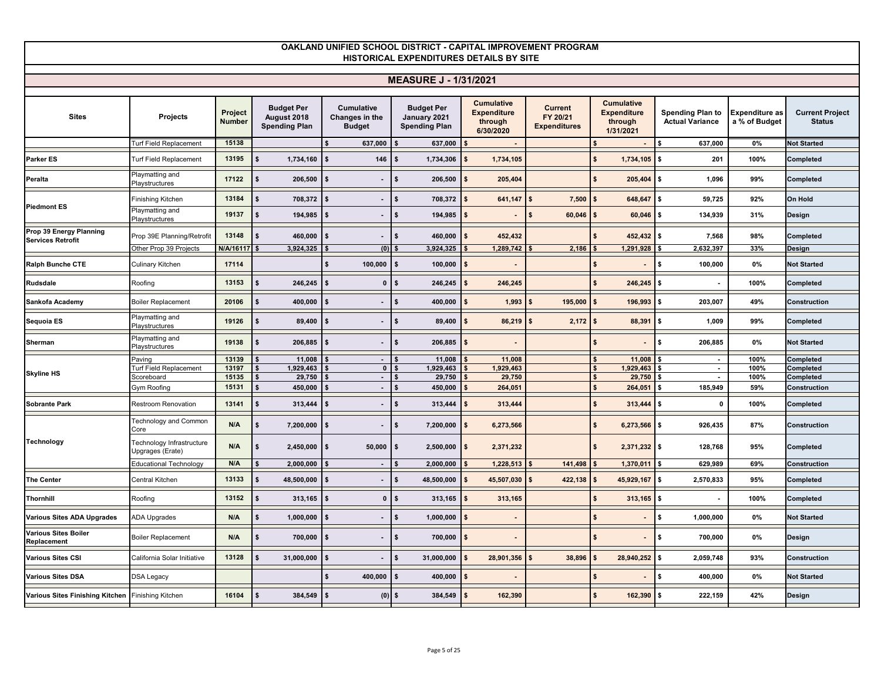# OAKLAND UNIFIED SCHOOL DISTRICT - CAPITAL IMPROVEMENT PROGRAM
## HISTORICAL EXPENDITURES DETAILS BY SITE

### MEASURE J - 1/31/2021

| Sites | Projects | Project Number | Budget Per August 2018 Spending Plan | Cumulative Changes in the Budget | Budget Per January 2021 Spending Plan | Cumulative Expenditure through 6/30/2020 | Current FY 20/21 Expenditures | Cumulative Expenditure through 1/31/2021 | Spending Plan to Actual Variance | Expenditure as a % of Budget | Current Project Status |
|---|---|---|---|---|---|---|---|---|---|---|---|
| | Turf Field Replacement | 15138 | | $ 637,000 | $ 637,000 | $ - | | $ - | $ 637,000 | 0% | Not Started |
| Parker ES | Turf Field Replacement | 13195 | $ 1,734,160 | $ 146 | $ 1,734,306 | $ 1,734,105 | | $ 1,734,105 | $ 201 | 100% | Completed |
| Peralta | Playmatting and Playstructures | 17122 | $ 206,500 | $ - | $ 206,500 | $ 205,404 | | $ 205,404 | $ 1,096 | 99% | Completed |
| Piedmont ES | Finishing Kitchen | 13184 | $ 708,372 | $ - | $ 708,372 | $ 641,147 | $ 7,500 | $ 648,647 | $ 59,725 | 92% | On Hold |
| | Playmatting and Playstructures | 19137 | $ 194,985 | $ - | $ 194,985 | $ - | $ 60,046 | $ 60,046 | $ 134,939 | 31% | Design |
| Prop 39 Energy Planning Services Retrofit | Prop 39E Planning/Retrofit | 13148 | $ 460,000 | $ - | $ 460,000 | $ 452,432 | | $ 452,432 | $ 7,568 | 98% | Completed |
| | Other Prop 39 Projects | N/A/16117 | $ 3,924,325 | $ (0) | $ 3,924,325 | $ 1,289,742 | $ 2,186 | $ 1,291,928 | $ 2,632,397 | 33% | Design |
| Ralph Bunche CTE | Culinary Kitchen | 17114 | | $ 100,000 | $ 100,000 | $ - | | $ - | $ 100,000 | 0% | Not Started |
| Rudsdale | Roofing | 13153 | $ 246,245 | $ 0 | $ 246,245 | $ 246,245 | | $ 246,245 | $ - | 100% | Completed |
| Sankofa Academy | Boiler Replacement | 20106 | $ 400,000 | $ - | $ 400,000 | $ 1,993 | $ 195,000 | $ 196,993 | $ 203,007 | 49% | Construction |
| Sequoia ES | Playmatting and Playstructures | 19126 | $ 89,400 | $ - | $ 89,400 | $ 86,219 | $ 2,172 | $ 88,391 | $ 1,009 | 99% | Completed |
| Sherman | Playmatting and Playstructures | 19138 | $ 206,885 | $ - | $ 206,885 | $ - | | $ - | $ 206,885 | 0% | Not Started |
| Skyline HS | Paving | 13139 | $ 11,008 | $ - | $ 11,008 | $ 11,008 | | $ 11,008 | $ - | 100% | Completed |
| | Turf Field Replacement | 13197 | $ 1,929,463 | $ 0 | $ 1,929,463 | $ 1,929,463 | | $ 1,929,463 | $ - | 100% | Completed |
| | Scoreboard | 15135 | $ 29,750 | $ - | $ 29,750 | $ 29,750 | | $ 29,750 | $ - | 100% | Completed |
| | Gym Roofing | 15131 | $ 450,000 | $ - | $ 450,000 | $ 264,051 | | $ 264,051 | $ 185,949 | 59% | Construction |
| Sobrante Park | Restroom Renovation | 13141 | $ 313,444 | $ - | $ 313,444 | $ 313,444 | | $ 313,444 | $ 0 | 100% | Completed |
| Technology | Technology and Common Core | N/A | $ 7,200,000 | $ - | $ 7,200,000 | $ 6,273,566 | | $ 6,273,566 | $ 926,435 | 87% | Construction |
| | Technology Infrastructure Upgrages (Erate) | N/A | $ 2,450,000 | $ 50,000 | $ 2,500,000 | $ 2,371,232 | | $ 2,371,232 | $ 128,768 | 95% | Completed |
| | Educational Technology | N/A | $ 2,000,000 | $ - | $ 2,000,000 | $ 1,228,513 | $ 141,498 | $ 1,370,011 | $ 629,989 | 69% | Construction |
| The Center | Central Kitchen | 13133 | $ 48,500,000 | $ - | $ 48,500,000 | $ 45,507,030 | $ 422,138 | $ 45,929,167 | $ 2,570,833 | 95% | Completed |
| Thornhill | Roofing | 13152 | $ 313,165 | $ 0 | $ 313,165 | $ 313,165 | | $ 313,165 | $ - | 100% | Completed |
| Various Sites ADA Upgrades | ADA Upgrades | N/A | $ 1,000,000 | $ - | $ 1,000,000 | $ - | | $ - | $ 1,000,000 | 0% | Not Started |
| Various Sites Boiler Replacement | Boiler Replacement | N/A | $ 700,000 | $ - | $ 700,000 | $ - | | $ - | $ 700,000 | 0% | Design |
| Various Sites CSI | California Solar Initiative | 13128 | $ 31,000,000 | $ - | $ 31,000,000 | $ 28,901,356 | $ 38,896 | $ 28,940,252 | $ 2,059,748 | 93% | Construction |
| Various Sites DSA | DSA Legacy | | | $ 400,000 | $ 400,000 | $ - | | $ - | $ 400,000 | 0% | Not Started |
| Various Sites Finishing Kitchen | Finishing Kitchen | 16104 | $ 384,549 | $ (0) | $ 384,549 | $ 162,390 | | $ 162,390 | $ 222,159 | 42% | Design |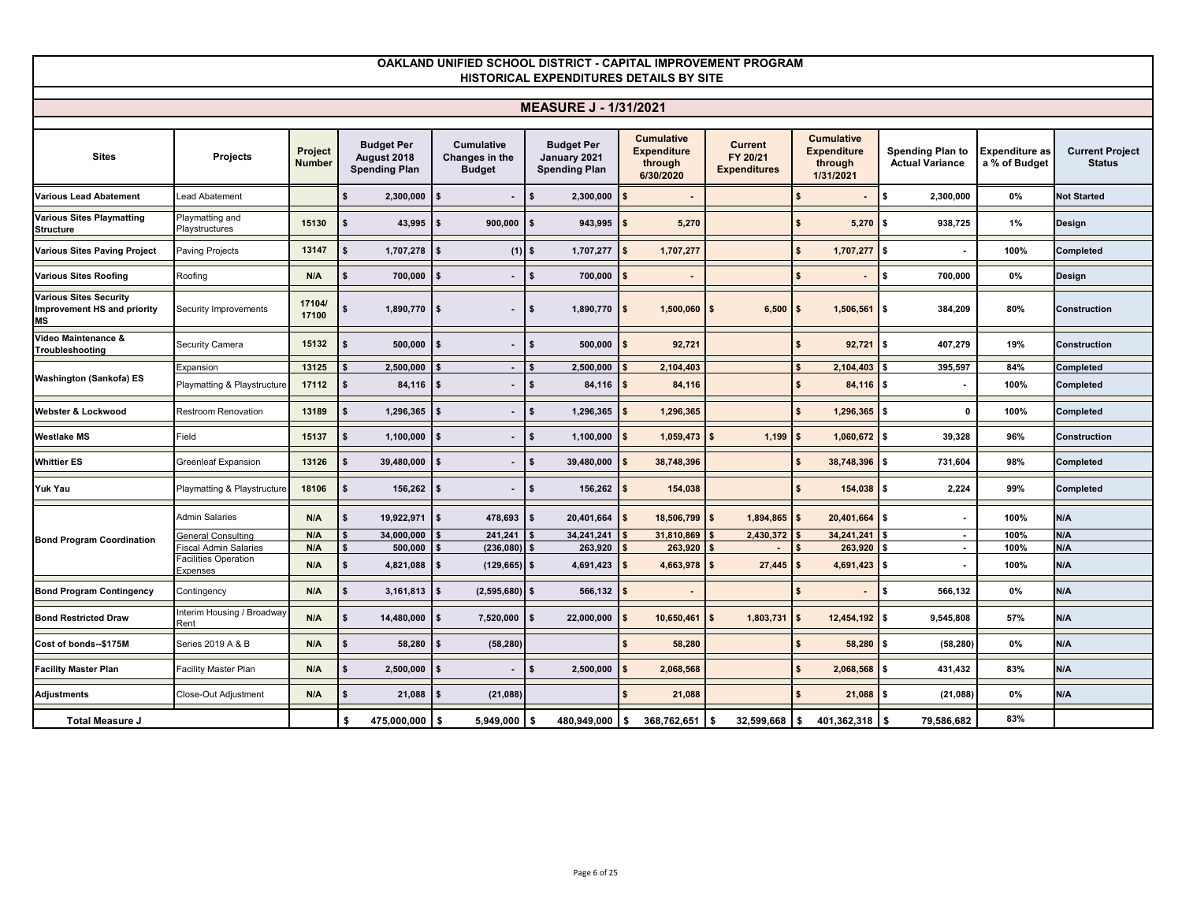**OAKLAND UNIFIED SCHOOL DISTRICT - CAPITAL IMPROVEMENT PROGRAM**
**HISTORICAL EXPENDITURES DETAILS BY SITE**

## MEASURE J - 1/31/2021

| Sites | Projects | Project Number | Budget Per August 2018 Spending Plan | Cumulative Changes in the Budget | Budget Per January 2021 Spending Plan | Cumulative Expenditure through 6/30/2020 | Current FY 20/21 Expenditures | Cumulative Expenditure through 1/31/2021 | Spending Plan to Actual Variance | Expenditure as a % of Budget | Current Project Status |
|---|---|---|---|---|---|---|---|---|---|---|---|
| **Various Lead Abatement** | Lead Abatement | | $ 2,300,000 | $ - | $ 2,300,000 | $ - | | $ - | $ 2,300,000 | 0% | **Not Started** |
| **Various Sites Playmatting Structure** | Playmatting and Playstructures | 15130 | $ 43,995 | $ 900,000 | $ 943,995 | $ 5,270 | | $ 5,270 | $ 938,725 | 1% | **Design** |
| **Various Sites Paving Project** | Paving Projects | 13147 | $ 1,707,278 | $ (1) | $ 1,707,277 | $ 1,707,277 | | $ 1,707,277 | $ - | 100% | **Completed** |
| **Various Sites Roofing** | Roofing | N/A | $ 700,000 | $ - | $ 700,000 | $ - | | $ - | $ 700,000 | 0% | **Design** |
| **Various Sites Security Improvement HS and priority MS** | Security Improvements | 17104/ 17100 | $ 1,890,770 | $ - | $ 1,890,770 | $ 1,500,060 | $ 6,500 | $ 1,506,561 | $ 384,209 | 80% | **Construction** |
| **Video Maintenance & Troubleshooting** | Security Camera | 15132 | $ 500,000 | $ - | $ 500,000 | $ 92,721 | | $ 92,721 | $ 407,279 | 19% | **Construction** |
| **Washington (Sankofa) ES** | Expansion | 13125 | $ 2,500,000 | $ - | $ 2,500,000 | $ 2,104,403 | | $ 2,104,403 | $ 395,597 | 84% | **Completed** |
| | Playmatting & Playstructure | 17112 | $ 84,116 | $ - | $ 84,116 | $ 84,116 | | $ 84,116 | $ - | 100% | **Completed** |
| **Webster & Lockwood** | Restroom Renovation | 13189 | $ 1,296,365 | $ - | $ 1,296,365 | $ 1,296,365 | | $ 1,296,365 | $ 0 | 100% | **Completed** |
| **Westlake MS** | Field | 15137 | $ 1,100,000 | $ - | $ 1,100,000 | $ 1,059,473 | $ 1,199 | $ 1,060,672 | $ 39,328 | 96% | **Construction** |
| **Whittier ES** | Greenleaf Expansion | 13126 | $ 39,480,000 | $ - | $ 39,480,000 | $ 38,748,396 | | $ 38,748,396 | $ 731,604 | 98% | **Completed** |
| **Yuk Yau** | Playmatting & Playstructure | 18106 | $ 156,262 | $ - | $ 156,262 | $ 154,038 | | $ 154,038 | $ 2,224 | 99% | **Completed** |
| **Bond Program Coordination** | Admin Salaries | N/A | $ 19,922,971 | $ 478,693 | $ 20,401,664 | $ 18,506,799 | $ 1,894,865 | $ 20,401,664 | $ - | 100% | **N/A** |
| | General Consulting | N/A | $ 34,000,000 | $ 241,241 | $ 34,241,241 | $ 31,810,869 | $ 2,430,372 | $ 34,241,241 | $ - | 100% | **N/A** |
| | Fiscal Admin Salaries | N/A | $ 500,000 | $ (236,080) | $ 263,920 | $ 263,920 | $ - | $ 263,920 | $ - | 100% | **N/A** |
| | Facilities Operation Expenses | N/A | $ 4,821,088 | $ (129,665) | $ 4,691,423 | $ 4,663,978 | $ 27,445 | $ 4,691,423 | $ - | 100% | **N/A** |
| **Bond Program Contingency** | Contingency | N/A | $ 3,161,813 | $ (2,595,680) | $ 566,132 | $ - | | $ - | $ 566,132 | 0% | **N/A** |
| **Bond Restricted Draw** | Interim Housing / Broadway Rent | N/A | $ 14,480,000 | $ 7,520,000 | $ 22,000,000 | $ 10,650,461 | $ 1,803,731 | $ 12,454,192 | $ 9,545,808 | 57% | **N/A** |
| **Cost of bonds--$175M** | Series 2019 A & B | N/A | $ 58,280 | $ (58,280) | | $ 58,280 | | $ 58,280 | $ (58,280) | 0% | **N/A** |
| **Facility Master Plan** | Facility Master Plan | N/A | $ 2,500,000 | $ - | $ 2,500,000 | $ 2,068,568 | | $ 2,068,568 | $ 431,432 | 83% | **N/A** |
| **Adjustments** | Close-Out Adjustment | N/A | $ 21,088 | $ (21,088) | | $ 21,088 | | $ 21,088 | $ (21,088) | 0% | **N/A** |
| **Total Measure J** | | | $ 475,000,000 | $ 5,949,000 | $ 480,949,000 | $ 368,762,651 | $ 32,599,668 | $ 401,362,318 | $ 79,586,682 | 83% | |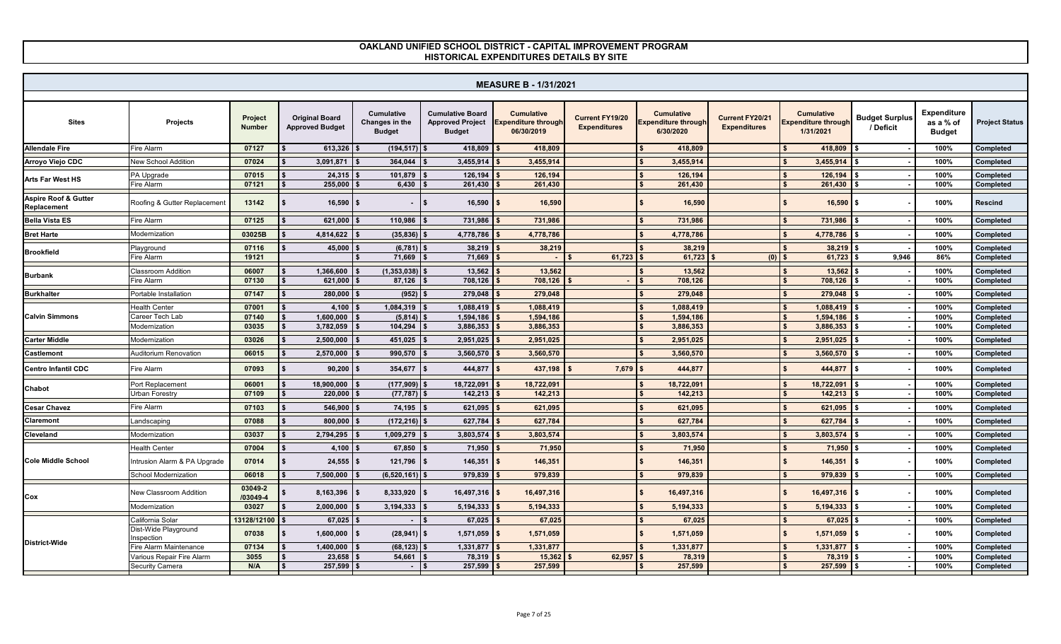# OAKLAND UNIFIED SCHOOL DISTRICT - CAPITAL IMPROVEMENT PROGRAM
## HISTORICAL EXPENDITURES DETAILS BY SITE

### MEASURE B - 1/31/2021

| Sites | Projects | Project Number | Original Board Approved Budget | Cumulative Changes in the Budget | Cumulative Board Approved Project Budget | Cumulative Expenditure through 06/30/2019 | Current FY19/20 Expenditures | Cumulative Expenditure through 6/30/2020 | Current FY20/21 Expenditures | Cumulative Expenditure through 1/31/2021 | Budget Surplus / Deficit | Expenditure as a % of Budget | Project Status |
|---|---|---|---|---|---|---|---|---|---|---|---|---|---|
| Allendale Fire | Fire Alarm | 07127 | $ 613,326 | $ (194,517) | $ 418,809 | $ 418,809 | | $ 418,809 | | $ 418,809 | $ - | 100% | Completed |
| Arroyo Viejo CDC | New School Addition | 07024 | $ 3,091,871 | $ 364,044 | $ 3,455,914 | $ 3,455,914 | | $ 3,455,914 | | $ 3,455,914 | $ - | 100% | Completed |
| Arts Far West HS | PA Upgrade | 07015 | $ 24,315 | $ 101,879 | $ 126,194 | $ 126,194 | | $ 126,194 | | $ 126,194 | $ - | 100% | Completed |
| | Fire Alarm | 07121 | $ 255,000 | $ 6,430 | $ 261,430 | $ 261,430 | | $ 261,430 | | $ 261,430 | $ - | 100% | Completed |
| Aspire Roof & Gutter Replacement | Roofing & Gutter Replacement | 13142 | $ 16,590 | $ - | $ 16,590 | $ 16,590 | | $ 16,590 | | $ 16,590 | $ - | 100% | Rescind |
| Bella Vista ES | Fire Alarm | 07125 | $ 621,000 | $ 110,986 | $ 731,986 | $ 731,986 | | $ 731,986 | | $ 731,986 | $ - | 100% | Completed |
| Bret Harte | Modernization | 03025B | $ 4,814,622 | $ (35,836) | $ 4,778,786 | $ 4,778,786 | | $ 4,778,786 | | $ 4,778,786 | $ - | 100% | Completed |
| Brookfield | Playground | 07116 | $ 45,000 | $ (6,781) | $ 38,219 | $ 38,219 | | $ 38,219 | | $ 38,219 | $ - | 100% | Completed |
| | Fire Alarm | 19121 | | $ 71,669 | $ 71,669 | $ - | $ 61,723 | $ 61,723 | $ (0) | $ 61,723 | $ 9,946 | 86% | Completed |
| Burbank | Classroom Addition | 06007 | $ 1,366,600 | $ (1,353,038) | $ 13,562 | $ 13,562 | | $ 13,562 | | $ 13,562 | $ - | 100% | Completed |
| | Fire Alarm | 07130 | $ 621,000 | $ 87,126 | $ 708,126 | $ 708,126 | $ - | $ 708,126 | | $ 708,126 | $ - | 100% | Completed |
| Burkhalter | Portable Installation | 07147 | $ 280,000 | $ (952) | $ 279,048 | $ 279,048 | | $ 279,048 | | $ 279,048 | $ - | 100% | Completed |
| Calvin Simmons | Health Center | 07001 | $ 4,100 | $ 1,084,319 | $ 1,088,419 | $ 1,088,419 | | $ 1,088,419 | | $ 1,088,419 | $ - | 100% | Completed |
| | Career Tech Lab | 07140 | $ 1,600,000 | $ (5,814) | $ 1,594,186 | $ 1,594,186 | | $ 1,594,186 | | $ 1,594,186 | $ - | 100% | Completed |
| | Modernization | 03035 | $ 3,782,059 | $ 104,294 | $ 3,886,353 | $ 3,886,353 | | $ 3,886,353 | | $ 3,886,353 | $ - | 100% | Completed |
| Carter Middle | Modernization | 03026 | $ 2,500,000 | $ 451,025 | $ 2,951,025 | $ 2,951,025 | | $ 2,951,025 | | $ 2,951,025 | $ - | 100% | Completed |
| Castlemont | Auditorium Renovation | 06015 | $ 2,570,000 | $ 990,570 | $ 3,560,570 | $ 3,560,570 | | $ 3,560,570 | | $ 3,560,570 | $ - | 100% | Completed |
| Centro Infantil CDC | Fire Alarm | 07093 | $ 90,200 | $ 354,677 | $ 444,877 | $ 437,198 | $ 7,679 | $ 444,877 | | $ 444,877 | $ - | 100% | Completed |
| Chabot | Port Replacement | 06001 | $ 18,900,000 | $ (177,909) | $ 18,722,091 | $ 18,722,091 | | $ 18,722,091 | | $ 18,722,091 | $ - | 100% | Completed |
| | Urban Forestry | 07109 | $ 220,000 | $ (77,787) | $ 142,213 | $ 142,213 | | $ 142,213 | | $ 142,213 | $ - | 100% | Completed |
| Cesar Chavez | Fire Alarm | 07103 | $ 546,900 | $ 74,195 | $ 621,095 | $ 621,095 | | $ 621,095 | | $ 621,095 | $ - | 100% | Completed |
| Claremont | Landscaping | 07088 | $ 800,000 | $ (172,216) | $ 627,784 | $ 627,784 | | $ 627,784 | | $ 627,784 | $ - | 100% | Completed |
| Cleveland | Modernization | 03037 | $ 2,794,295 | $ 1,009,279 | $ 3,803,574 | $ 3,803,574 | | $ 3,803,574 | | $ 3,803,574 | $ - | 100% | Completed |
| Cole Middle School | Health Center | 07004 | $ 4,100 | $ 67,850 | $ 71,950 | $ 71,950 | | $ 71,950 | | $ 71,950 | $ - | 100% | Completed |
| | Intrusion Alarm & PA Upgrade | 07014 | $ 24,555 | $ 121,796 | $ 146,351 | $ 146,351 | | $ 146,351 | | $ 146,351 | $ - | 100% | Completed |
| | School Modernization | 06018 | $ 7,500,000 | $ (6,520,161) | $ 979,839 | $ 979,839 | | $ 979,839 | | $ 979,839 | $ - | 100% | Completed |
| Cox | New Classroom Addition | 03049-2 /03049-4 | $ 8,163,396 | $ 8,333,920 | $ 16,497,316 | $ 16,497,316 | | $ 16,497,316 | | $ 16,497,316 | $ - | 100% | Completed |
| | Modernization | 03027 | $ 2,000,000 | $ 3,194,333 | $ 5,194,333 | $ 5,194,333 | | $ 5,194,333 | | $ 5,194,333 | $ - | 100% | Completed |
| District-Wide | California Solar | 13128/12100 | $ 67,025 | $ - | $ 67,025 | $ 67,025 | | $ 67,025 | | $ 67,025 | $ - | 100% | Completed |
| | Dist-Wide Playground Inspection | 07038 | $ 1,600,000 | $ (28,941) | $ 1,571,059 | $ 1,571,059 | | $ 1,571,059 | | $ 1,571,059 | $ - | 100% | Completed |
| | Fire Alarm Maintenance | 07134 | $ 1,400,000 | $ (68,123) | $ 1,331,877 | $ 1,331,877 | | $ 1,331,877 | | $ 1,331,877 | $ - | 100% | Completed |
| | Various Repair Fire Alarm | 3055 | $ 23,658 | $ 54,661 | $ 78,319 | $ 15,362 | $ 62,957 | $ 78,319 | | $ 78,319 | $ - | 100% | Completed |
| | Security Camera | N/A | $ 257,599 | $ - | $ 257,599 | $ 257,599 | | $ 257,599 | | $ 257,599 | $ - | 100% | Completed |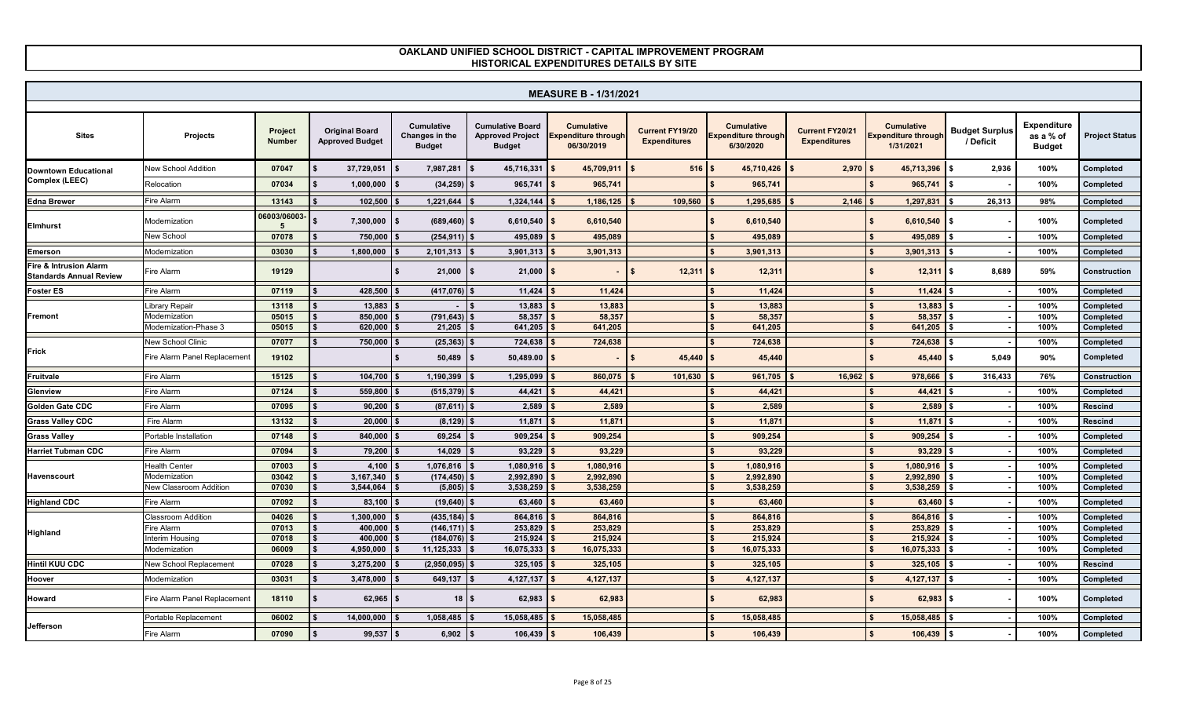# OAKLAND UNIFIED SCHOOL DISTRICT - CAPITAL IMPROVEMENT PROGRAM
## HISTORICAL EXPENDITURES DETAILS BY SITE

### MEASURE B - 1/31/2021

| Sites | Projects | Project Number | Original Board Approved Budget | Cumulative Changes in the Budget | Cumulative Board Approved Project Budget | Cumulative Expenditure through 06/30/2019 | Current FY19/20 Expenditures | Cumulative Expenditure through 6/30/2020 | Current FY20/21 Expenditures | Cumulative Expenditure through 1/31/2021 | Budget Surplus / Deficit | Expenditure as a % of Budget | Project Status |
|---|---|---|---|---|---|---|---|---|---|---|---|---|---|
| Downtown Educational Complex (LEEC) | New School Addition | 07047 | $ 37,729,051 | $ 7,987,281 | $ 45,716,331 | $ 45,709,911 | $ 516 | $ 45,710,426 | $ 2,970 | $ 45,713,396 | $ 2,936 | 100% | Completed |
| | Relocation | 07034 | $ 1,000,000 | $ (34,259) | $ 965,741 | $ 965,741 | | $ 965,741 | | $ 965,741 | $ - | 100% | Completed |
| Edna Brewer | Fire Alarm | 13143 | $ 102,500 | $ 1,221,644 | $ 1,324,144 | $ 1,186,125 | $ 109,560 | $ 1,295,685 | $ 2,146 | $ 1,297,831 | $ 26,313 | 98% | Completed |
| Elmhurst | Modernization | 06003/06003-5 | $ 7,300,000 | $ (689,460) | $ 6,610,540 | $ 6,610,540 | | $ 6,610,540 | | $ 6,610,540 | $ - | 100% | Completed |
| | New School | 07078 | $ 750,000 | $ (254,911) | $ 495,089 | $ 495,089 | | $ 495,089 | | $ 495,089 | $ - | 100% | Completed |
| Emerson | Modernization | 03030 | $ 1,800,000 | $ 2,101,313 | $ 3,901,313 | $ 3,901,313 | | $ 3,901,313 | | $ 3,901,313 | $ - | 100% | Completed |
| Fire & Intrusion Alarm Standards Annual Review | Fire Alarm | 19129 | | $ 21,000 | $ 21,000 | $ - | $ 12,311 | $ 12,311 | | $ 12,311 | $ 8,689 | 59% | Construction |
| Foster ES | Fire Alarm | 07119 | $ 428,500 | $ (417,076) | $ 11,424 | $ 11,424 | | $ 11,424 | | $ 11,424 | $ - | 100% | Completed |
| Fremont | Library Repair | 13118 | $ 13,883 | $ - | $ 13,883 | $ 13,883 | | $ 13,883 | | $ 13,883 | $ - | 100% | Completed |
| | Modernization | 05015 | $ 850,000 | $ (791,643) | $ 58,357 | $ 58,357 | | $ 58,357 | | $ 58,357 | $ - | 100% | Completed |
| | Modernization-Phase 3 | 05015 | $ 620,000 | $ 21,205 | $ 641,205 | $ 641,205 | | $ 641,205 | | $ 641,205 | $ - | 100% | Completed |
| Frick | New School Clinic | 07077 | $ 750,000 | $ (25,363) | $ 724,638 | $ 724,638 | | $ 724,638 | | $ 724,638 | $ - | 100% | Completed |
| | Fire Alarm Panel Replacement | 19102 | | $ 50,489 | $ 50,489.00 | $ - | $ 45,440 | $ 45,440 | | $ 45,440 | $ 5,049 | 90% | Completed |
| Fruitvale | Fire Alarm | 15125 | $ 104,700 | $ 1,190,399 | $ 1,295,099 | $ 860,075 | $ 101,630 | $ 961,705 | $ 16,962 | $ 978,666 | $ 316,433 | 76% | Construction |
| Glenview | Fire Alarm | 07124 | $ 559,800 | $ (515,379) | $ 44,421 | $ 44,421 | | $ 44,421 | | $ 44,421 | $ - | 100% | Completed |
| Golden Gate CDC | Fire Alarm | 07095 | $ 90,200 | $ (87,611) | $ 2,589 | $ 2,589 | | $ 2,589 | | $ 2,589 | $ - | 100% | Rescind |
| Grass Valley CDC | Fire Alarm | 13132 | $ 20,000 | $ (8,129) | $ 11,871 | $ 11,871 | | $ 11,871 | | $ 11,871 | $ - | 100% | Rescind |
| Grass Valley | Portable Installation | 07148 | $ 840,000 | $ 69,254 | $ 909,254 | $ 909,254 | | $ 909,254 | | $ 909,254 | $ - | 100% | Completed |
| Harriet Tubman CDC | Fire Alarm | 07094 | $ 79,200 | $ 14,029 | $ 93,229 | $ 93,229 | | $ 93,229 | | $ 93,229 | $ - | 100% | Completed |
| Havenscourt | Health Center | 07003 | $ 4,100 | $ 1,076,816 | $ 1,080,916 | $ 1,080,916 | | $ 1,080,916 | | $ 1,080,916 | $ - | 100% | Completed |
| | Modernization | 03042 | $ 3,167,340 | $ (174,450) | $ 2,992,890 | $ 2,992,890 | | $ 2,992,890 | | $ 2,992,890 | $ - | 100% | Completed |
| | New Classroom Addition | 07030 | $ 3,544,064 | $ (5,805) | $ 3,538,259 | $ 3,538,259 | | $ 3,538,259 | | $ 3,538,259 | $ - | 100% | Completed |
| Highland CDC | Fire Alarm | 07092 | $ 83,100 | $ (19,640) | $ 63,460 | $ 63,460 | | $ 63,460 | | $ 63,460 | $ - | 100% | Completed |
| Highland | Classroom Addition | 04026 | $ 1,300,000 | $ (435,184) | $ 864,816 | $ 864,816 | | $ 864,816 | | $ 864,816 | $ - | 100% | Completed |
| | Fire Alarm | 07013 | $ 400,000 | $ (146,171) | $ 253,829 | $ 253,829 | | $ 253,829 | | $ 253,829 | $ - | 100% | Completed |
| | Interim Housing | 07018 | $ 400,000 | $ (184,076) | $ 215,924 | $ 215,924 | | $ 215,924 | | $ 215,924 | $ - | 100% | Completed |
| | Modernization | 06009 | $ 4,950,000 | $ 11,125,333 | $ 16,075,333 | $ 16,075,333 | | $ 16,075,333 | | $ 16,075,333 | $ - | 100% | Completed |
| Hintil KUU CDC | New School Replacement | 07028 | $ 3,275,200 | $ (2,950,095) | $ 325,105 | $ 325,105 | | $ 325,105 | | $ 325,105 | $ - | 100% | Rescind |
| Hoover | Modernization | 03031 | $ 3,478,000 | $ 649,137 | $ 4,127,137 | $ 4,127,137 | | $ 4,127,137 | | $ 4,127,137 | $ - | 100% | Completed |
| Howard | Fire Alarm Panel Replacement | 18110 | $ 62,965 | $ 18 | $ 62,983 | $ 62,983 | | $ 62,983 | | $ 62,983 | $ - | 100% | Completed |
| Jefferson | Portable Replacement | 06002 | $ 14,000,000 | $ 1,058,485 | $ 15,058,485 | $ 15,058,485 | | $ 15,058,485 | | $ 15,058,485 | $ - | 100% | Completed |
| | Fire Alarm | 07090 | $ 99,537 | $ 6,902 | $ 106,439 | $ 106,439 | | $ 106,439 | | $ 106,439 | $ - | 100% | Completed |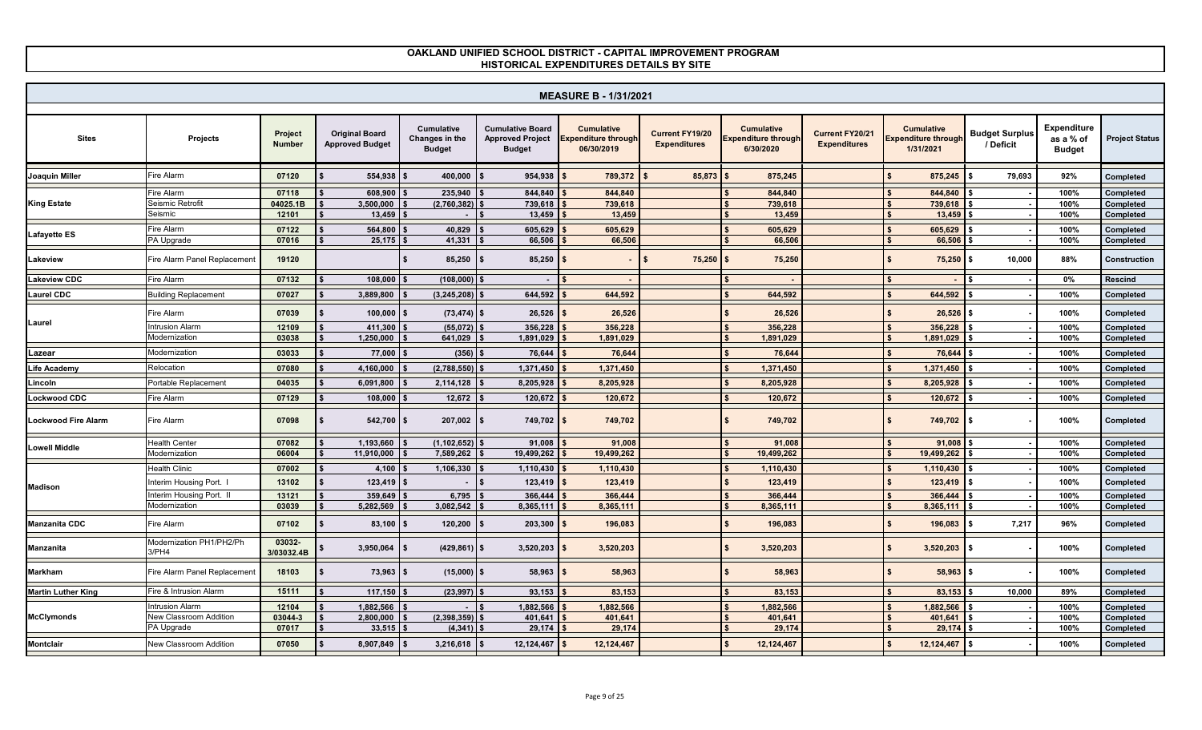# OAKLAND UNIFIED SCHOOL DISTRICT - CAPITAL IMPROVEMENT PROGRAM
## HISTORICAL EXPENDITURES DETAILS BY SITE

### MEASURE B - 1/31/2021

| Sites | Projects | Project Number | Original Board Approved Budget | Cumulative Changes in the Budget | Cumulative Board Approved Project Budget | Cumulative Expenditure through 06/30/2019 | Current FY19/20 Expenditures | Cumulative Expenditure through 6/30/2020 | Current FY20/21 Expenditures | Cumulative Expenditure through 1/31/2021 | Budget Surplus / Deficit | Expenditure as a % of Budget | Project Status |
|---|---|---|---|---|---|---|---|---|---|---|---|---|---|
| Joaquin Miller | Fire Alarm | 07120 | $ 554,938 | $ 400,000 | $ 954,938 | $ 789,372 | $ 85,873 | $ 875,245 | | $ 875,245 | $ 79,693 | 92% | Completed |
| King Estate | Fire Alarm | 07118 | $ 608,900 | $ 235,940 | $ 844,840 | $ 844,840 | | $ 844,840 | | $ 844,840 | $ - | 100% | Completed |
| | Seismic Retrofit | 04025.1B | $ 3,500,000 | $ (2,760,382) | $ 739,618 | $ 739,618 | | $ 739,618 | | $ 739,618 | $ - | 100% | Completed |
| | Seismic | 12101 | $ 13,459 | $ - | $ 13,459 | $ 13,459 | | $ 13,459 | | $ 13,459 | $ - | 100% | Completed |
| Lafayette ES | Fire Alarm | 07122 | $ 564,800 | $ 40,829 | $ 605,629 | $ 605,629 | | $ 605,629 | | $ 605,629 | $ - | 100% | Completed |
| | PA Upgrade | 07016 | $ 25,175 | $ 41,331 | $ 66,506 | $ 66,506 | | $ 66,506 | | $ 66,506 | $ - | 100% | Completed |
| Lakeview | Fire Alarm Panel Replacement | 19120 | | $ 85,250 | $ 85,250 | $ - | $ 75,250 | $ 75,250 | | $ 75,250 | $ 10,000 | 88% | Construction |
| Lakeview CDC | Fire Alarm | 07132 | $ 108,000 | $ (108,000) | $ - | $ - | | $ - | | $ - | $ - | 0% | Rescind |
| Laurel CDC | Building Replacement | 07027 | $ 3,889,800 | $ (3,245,208) | $ 644,592 | $ 644,592 | | $ 644,592 | | $ 644,592 | $ - | 100% | Completed |
| Laurel | Fire Alarm | 07039 | $ 100,000 | $ (73,474) | $ 26,526 | $ 26,526 | | $ 26,526 | | $ 26,526 | $ - | 100% | Completed |
| | Intrusion Alarm | 12109 | $ 411,300 | $ (55,072) | $ 356,228 | $ 356,228 | | $ 356,228 | | $ 356,228 | $ - | 100% | Completed |
| | Modernization | 03038 | $ 1,250,000 | $ 641,029 | $ 1,891,029 | $ 1,891,029 | | $ 1,891,029 | | $ 1,891,029 | $ - | 100% | Completed |
| Lazear | Modernization | 03033 | $ 77,000 | $ (356) | $ 76,644 | $ 76,644 | | $ 76,644 | | $ 76,644 | $ - | 100% | Completed |
| Life Academy | Relocation | 07080 | $ 4,160,000 | $ (2,788,550) | $ 1,371,450 | $ 1,371,450 | | $ 1,371,450 | | $ 1,371,450 | $ - | 100% | Completed |
| Lincoln | Portable Replacement | 04035 | $ 6,091,800 | $ 2,114,128 | $ 8,205,928 | $ 8,205,928 | | $ 8,205,928 | | $ 8,205,928 | $ - | 100% | Completed |
| Lockwood CDC | Fire Alarm | 07129 | $ 108,000 | $ 12,672 | $ 120,672 | $ 120,672 | | $ 120,672 | | $ 120,672 | $ - | 100% | Completed |
| Lockwood Fire Alarm | Fire Alarm | 07098 | $ 542,700 | $ 207,002 | $ 749,702 | $ 749,702 | | $ 749,702 | | $ 749,702 | $ - | 100% | Completed |
| Lowell Middle | Health Center | 07082 | $ 1,193,660 | $ (1,102,652) | $ 91,008 | $ 91,008 | | $ 91,008 | | $ 91,008 | $ - | 100% | Completed |
| | Modernization | 06004 | $ 11,910,000 | $ 7,589,262 | $ 19,499,262 | $ 19,499,262 | | $ 19,499,262 | | $ 19,499,262 | $ - | 100% | Completed |
| Madison | Health Clinic | 07002 | $ 4,100 | $ 1,106,330 | $ 1,110,430 | $ 1,110,430 | | $ 1,110,430 | | $ 1,110,430 | $ - | 100% | Completed |
| | Interim Housing Port. I | 13102 | $ 123,419 | $ - | $ 123,419 | $ 123,419 | | $ 123,419 | | $ 123,419 | $ - | 100% | Completed |
| | Interim Housing Port. II | 13121 | $ 359,649 | $ 6,795 | $ 366,444 | $ 366,444 | | $ 366,444 | | $ 366,444 | $ - | 100% | Completed |
| | Modernization | 03039 | $ 5,282,569 | $ 3,082,542 | $ 8,365,111 | $ 8,365,111 | | $ 8,365,111 | | $ 8,365,111 | $ - | 100% | Completed |
| Manzanita CDC | Fire Alarm | 07102 | $ 83,100 | $ 120,200 | $ 203,300 | $ 196,083 | | $ 196,083 | | $ 196,083 | $ 7,217 | 96% | Completed |
| Manzanita | Modernization PH1/PH2/Ph 3/PH4 | 03032-3/03032.4B | $ 3,950,064 | $ (429,861) | $ 3,520,203 | $ 3,520,203 | | $ 3,520,203 | | $ 3,520,203 | $ - | 100% | Completed |
| Markham | Fire Alarm Panel Replacement | 18103 | $ 73,963 | $ (15,000) | $ 58,963 | $ 58,963 | | $ 58,963 | | $ 58,963 | $ - | 100% | Completed |
| Martin Luther King | Fire & Intrusion Alarm | 15111 | $ 117,150 | $ (23,997) | $ 93,153 | $ 83,153 | | $ 83,153 | | $ 83,153 | $ 10,000 | 89% | Completed |
| McClymonds | Intrusion Alarm | 12104 | $ 1,882,566 | $ - | $ 1,882,566 | $ 1,882,566 | | $ 1,882,566 | | $ 1,882,566 | $ - | 100% | Completed |
| | New Classroom Addition | 03044-3 | $ 2,800,000 | $ (2,398,359) | $ 401,641 | $ 401,641 | | $ 401,641 | | $ 401,641 | $ - | 100% | Completed |
| | PA Upgrade | 07017 | $ 33,515 | $ (4,341) | $ 29,174 | $ 29,174 | | $ 29,174 | | $ 29,174 | $ - | 100% | Completed |
| Montclair | New Classroom Addition | 07050 | $ 8,907,849 | $ 3,216,618 | $ 12,124,467 | $ 12,124,467 | | $ 12,124,467 | | $ 12,124,467 | $ - | 100% | Completed |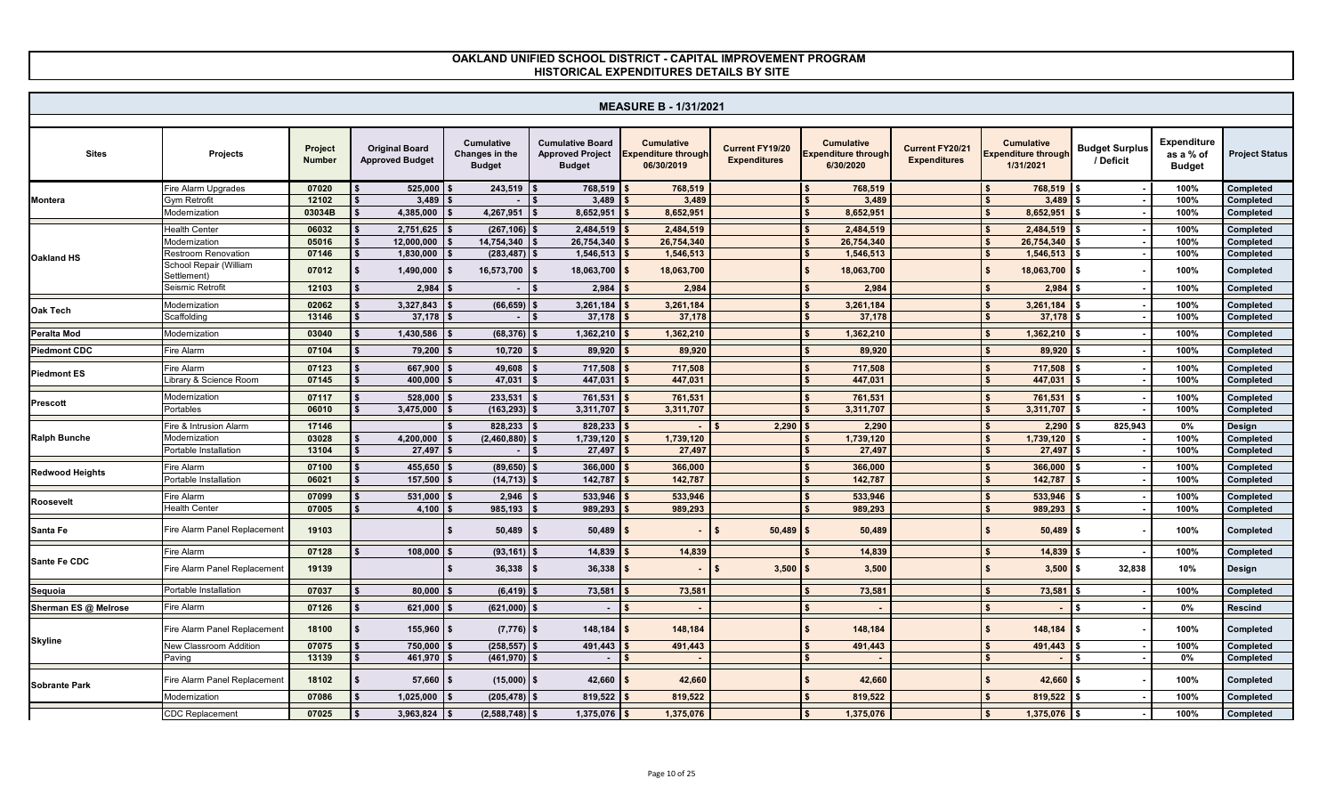# OAKLAND UNIFIED SCHOOL DISTRICT - CAPITAL IMPROVEMENT PROGRAM
## HISTORICAL EXPENDITURES DETAILS BY SITE

### MEASURE B - 1/31/2021

| Sites | Projects | Project Number | Original Board Approved Budget | Cumulative Changes in the Budget | Cumulative Board Approved Project Budget | Cumulative Expenditure through 06/30/2019 | Current FY19/20 Expenditures | Cumulative Expenditure through 6/30/2020 | Current FY20/21 Expenditures | Cumulative Expenditure through 1/31/2021 | Budget Surplus / Deficit | Expenditure as a % of Budget | Project Status |
|---|---|---|---|---|---|---|---|---|---|---|---|---|---|
| Montera | Fire Alarm Upgrades | 07020 | $ 525,000 | $ 243,519 | $ 768,519 | $ 768,519 | | $ 768,519 | | $ 768,519 | $ - | 100% | Completed |
| | Gym Retrofit | 12102 | $ 3,489 | $ - | $ 3,489 | $ 3,489 | | $ 3,489 | | $ 3,489 | $ - | 100% | Completed |
| | Modernization | 03034B | $ 4,385,000 | $ 4,267,951 | $ 8,652,951 | $ 8,652,951 | | $ 8,652,951 | | $ 8,652,951 | $ - | 100% | Completed |
| Oakland HS | Health Center | 06032 | $ 2,751,625 | $ (267,106) | $ 2,484,519 | $ 2,484,519 | | $ 2,484,519 | | $ 2,484,519 | $ - | 100% | Completed |
| | Modernization | 05016 | $ 12,000,000 | $ 14,754,340 | $ 26,754,340 | $ 26,754,340 | | $ 26,754,340 | | $ 26,754,340 | $ - | 100% | Completed |
| | Restroom Renovation | 07146 | $ 1,830,000 | $ (283,487) | $ 1,546,513 | $ 1,546,513 | | $ 1,546,513 | | $ 1,546,513 | $ - | 100% | Completed |
| | School Repair (William Settlement) | 07012 | $ 1,490,000 | $ 16,573,700 | $ 18,063,700 | $ 18,063,700 | | $ 18,063,700 | | $ 18,063,700 | $ - | 100% | Completed |
| | Seismic Retrofit | 12103 | $ 2,984 | $ - | $ 2,984 | $ 2,984 | | $ 2,984 | | $ 2,984 | $ - | 100% | Completed |
| Oak Tech | Modernization | 02062 | $ 3,327,843 | $ (66,659) | $ 3,261,184 | $ 3,261,184 | | $ 3,261,184 | | $ 3,261,184 | $ - | 100% | Completed |
| | Scaffolding | 13146 | $ 37,178 | $ - | $ 37,178 | $ 37,178 | | $ 37,178 | | $ 37,178 | $ - | 100% | Completed |
| Peralta Mod | Modernization | 03040 | $ 1,430,586 | $ (68,376) | $ 1,362,210 | $ 1,362,210 | | $ 1,362,210 | | $ 1,362,210 | $ - | 100% | Completed |
| Piedmont CDC | Fire Alarm | 07104 | $ 79,200 | $ 10,720 | $ 89,920 | $ 89,920 | | $ 89,920 | | $ 89,920 | $ - | 100% | Completed |
| Piedmont ES | Fire Alarm | 07123 | $ 667,900 | $ 49,608 | $ 717,508 | $ 717,508 | | $ 717,508 | | $ 717,508 | $ - | 100% | Completed |
| | Library & Science Room | 07145 | $ 400,000 | $ 47,031 | $ 447,031 | $ 447,031 | | $ 447,031 | | $ 447,031 | $ - | 100% | Completed |
| Prescott | Modernization | 07117 | $ 528,000 | $ 233,531 | $ 761,531 | $ 761,531 | | $ 761,531 | | $ 761,531 | $ - | 100% | Completed |
| | Portables | 06010 | $ 3,475,000 | $ (163,293) | $ 3,311,707 | $ 3,311,707 | | $ 3,311,707 | | $ 3,311,707 | $ - | 100% | Completed |
| Ralph Bunche | Fire & Intrusion Alarm | 17146 | | $ 828,233 | $ 828,233 | $ - | $ 2,290 | $ 2,290 | | $ 2,290 | $ 825,943 | 0% | Design |
| | Modernization | 03028 | $ 4,200,000 | $ (2,460,880) | $ 1,739,120 | $ 1,739,120 | | $ 1,739,120 | | $ 1,739,120 | $ - | 100% | Completed |
| | Portable Installation | 13104 | $ 27,497 | $ - | $ 27,497 | $ 27,497 | | $ 27,497 | | $ 27,497 | $ - | 100% | Completed |
| Redwood Heights | Fire Alarm | 07100 | $ 455,650 | $ (89,650) | $ 366,000 | $ 366,000 | | $ 366,000 | | $ 366,000 | $ - | 100% | Completed |
| | Portable Installation | 06021 | $ 157,500 | $ (14,713) | $ 142,787 | $ 142,787 | | $ 142,787 | | $ 142,787 | $ - | 100% | Completed |
| Roosevelt | Fire Alarm | 07099 | $ 531,000 | $ 2,946 | $ 533,946 | $ 533,946 | | $ 533,946 | | $ 533,946 | $ - | 100% | Completed |
| | Health Center | 07005 | $ 4,100 | $ 985,193 | $ 989,293 | $ 989,293 | | $ 989,293 | | $ 989,293 | $ - | 100% | Completed |
| Santa Fe | Fire Alarm Panel Replacement | 19103 | | $ 50,489 | $ 50,489 | $ - | $ 50,489 | $ 50,489 | | $ 50,489 | $ - | 100% | Completed |
| Sante Fe CDC | Fire Alarm | 07128 | $ 108,000 | $ (93,161) | $ 14,839 | $ 14,839 | | $ 14,839 | | $ 14,839 | $ - | 100% | Completed |
| | Fire Alarm Panel Replacement | 19139 | | $ 36,338 | $ 36,338 | $ - | $ 3,500 | $ 3,500 | | $ 3,500 | $ 32,838 | 10% | Design |
| Sequoia | Portable Installation | 07037 | $ 80,000 | $ (6,419) | $ 73,581 | $ 73,581 | | $ 73,581 | | $ 73,581 | $ - | 100% | Completed |
| Sherman ES @ Melrose | Fire Alarm | 07126 | $ 621,000 | $ (621,000) | $ - | $ - | | $ - | | $ - | $ - | 0% | Rescind |
| Skyline | Fire Alarm Panel Replacement | 18100 | $ 155,960 | $ (7,776) | $ 148,184 | $ 148,184 | | $ 148,184 | | $ 148,184 | $ - | 100% | Completed |
| | New Classroom Addition | 07075 | $ 750,000 | $ (258,557) | $ 491,443 | $ 491,443 | | $ 491,443 | | $ 491,443 | $ - | 100% | Completed |
| | Paving | 13139 | $ 461,970 | $ (461,970) | $ - | $ - | | $ - | | $ - | $ - | 0% | Completed |
| Sobrante Park | Fire Alarm Panel Replacement | 18102 | $ 57,660 | $ (15,000) | $ 42,660 | $ 42,660 | | $ 42,660 | | $ 42,660 | $ - | 100% | Completed |
| | Modernization | 07086 | $ 1,025,000 | $ (205,478) | $ 819,522 | $ 819,522 | | $ 819,522 | | $ 819,522 | $ - | 100% | Completed |
| | CDC Replacement | 07025 | $ 3,963,824 | $ (2,588,748) | $ 1,375,076 | $ 1,375,076 | | $ 1,375,076 | | $ 1,375,076 | $ - | 100% | Completed |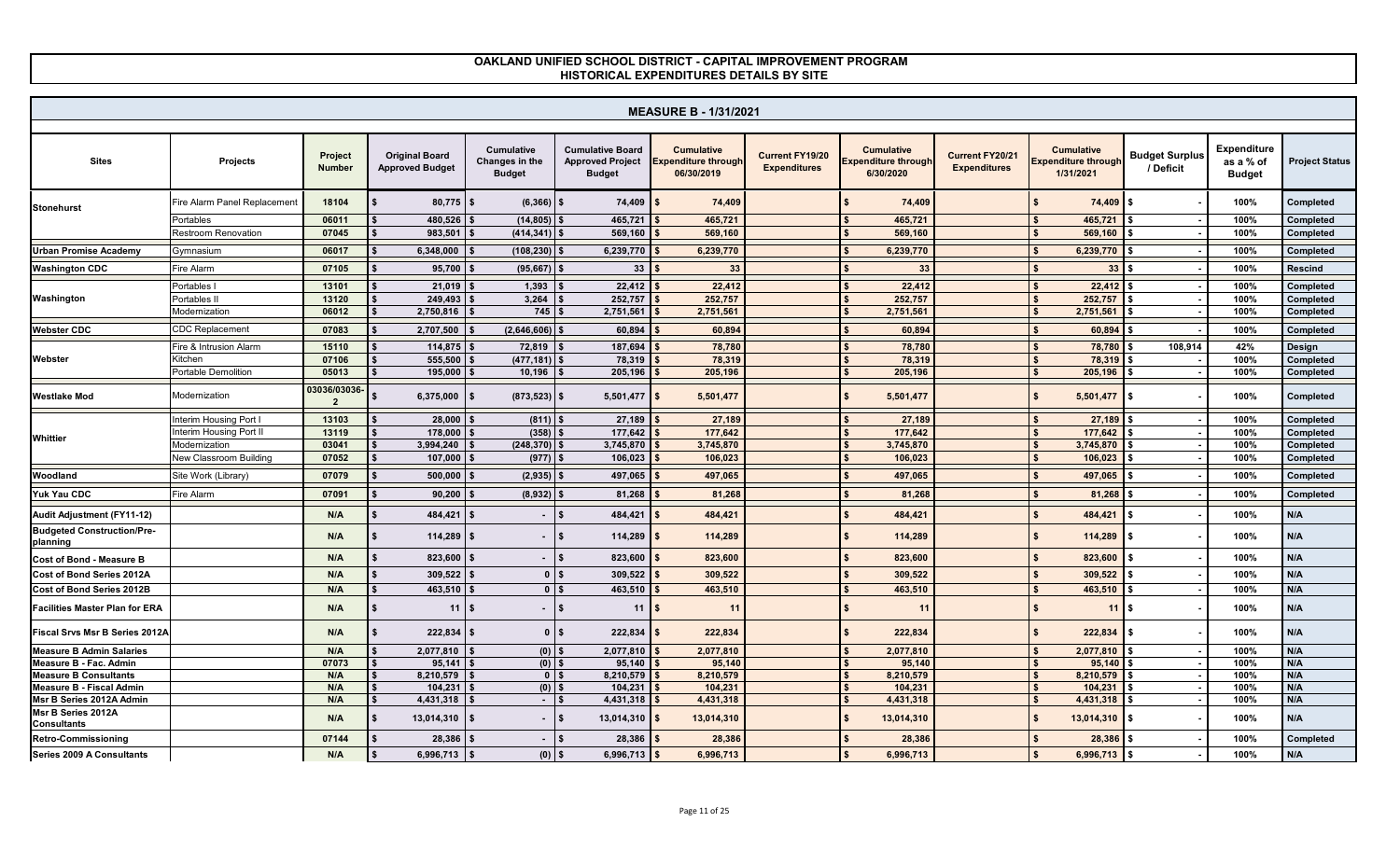# OAKLAND UNIFIED SCHOOL DISTRICT - CAPITAL IMPROVEMENT PROGRAM
## HISTORICAL EXPENDITURES DETAILS BY SITE

### MEASURE B - 1/31/2021

| Sites | Projects | Project Number | Original Board Approved Budget | Cumulative Changes in the Budget | Cumulative Board Approved Project Budget | Cumulative Expenditure through 06/30/2019 | Current FY19/20 Expenditures | Cumulative Expenditure through 6/30/2020 | Current FY20/21 Expenditures | Cumulative Expenditure through 1/31/2021 | Budget Surplus / Deficit | Expenditure as a % of Budget | Project Status |
|---|---|---|---|---|---|---|---|---|---|---|---|---|---|
| Stonehurst | Fire Alarm Panel Replacement | 18104 | $ 80,775 | $ (6,366) | $ 74,409 | $ 74,409 | | $ 74,409 | | $ 74,409 | $ - | 100% | Completed |
| | Portables | 06011 | $ 480,526 | $ (14,805) | $ 465,721 | $ 465,721 | | $ 465,721 | | $ 465,721 | $ - | 100% | Completed |
| | Restroom Renovation | 07045 | $ 983,501 | $ (414,341) | $ 569,160 | $ 569,160 | | $ 569,160 | | $ 569,160 | $ - | 100% | Completed |
| Urban Promise Academy | Gymnasium | 06017 | $ 6,348,000 | $ (108,230) | $ 6,239,770 | $ 6,239,770 | | $ 6,239,770 | | $ 6,239,770 | $ - | 100% | Completed |
| Washington CDC | Fire Alarm | 07105 | $ 95,700 | $ (95,667) | $ 33 | $ 33 | | $ 33 | | $ 33 | $ - | 100% | Rescind |
| Washington | Portables I | 13101 | $ 21,019 | $ 1,393 | $ 22,412 | $ 22,412 | | $ 22,412 | | $ 22,412 | $ - | 100% | Completed |
| | Portables II | 13120 | $ 249,493 | $ 3,264 | $ 252,757 | $ 252,757 | | $ 252,757 | | $ 252,757 | $ - | 100% | Completed |
| | Modernization | 06012 | $ 2,750,816 | $ 745 | $ 2,751,561 | $ 2,751,561 | | $ 2,751,561 | | $ 2,751,561 | $ - | 100% | Completed |
| Webster CDC | CDC Replacement | 07083 | $ 2,707,500 | $ (2,646,606) | $ 60,894 | $ 60,894 | | $ 60,894 | | $ 60,894 | $ - | 100% | Completed |
| Webster | Fire & Intrusion Alarm | 15110 | $ 114,875 | $ 72,819 | $ 187,694 | $ 78,780 | | $ 78,780 | | $ 78,780 | $ 108,914 | 42% | Design |
| | Kitchen | 07106 | $ 555,500 | $ (477,181) | $ 78,319 | $ 78,319 | | $ 78,319 | | $ 78,319 | $ - | 100% | Completed |
| | Portable Demolition | 05013 | $ 195,000 | $ 10,196 | $ 205,196 | $ 205,196 | | $ 205,196 | | $ 205,196 | $ - | 100% | Completed |
| Westlake Mod | Modernization | 03036/03036-2 | $ 6,375,000 | $ (873,523) | $ 5,501,477 | $ 5,501,477 | | $ 5,501,477 | | $ 5,501,477 | $ - | 100% | Completed |
| Whittier | Interim Housing Port I | 13103 | $ 28,000 | $ (811) | $ 27,189 | $ 27,189 | | $ 27,189 | | $ 27,189 | $ - | 100% | Completed |
| | Interim Housing Port II | 13119 | $ 178,000 | $ (358) | $ 177,642 | $ 177,642 | | $ 177,642 | | $ 177,642 | $ - | 100% | Completed |
| | Modernization | 03041 | $ 3,994,240 | $ (248,370) | $ 3,745,870 | $ 3,745,870 | | $ 3,745,870 | | $ 3,745,870 | $ - | 100% | Completed |
| | New Classroom Building | 07052 | $ 107,000 | $ (977) | $ 106,023 | $ 106,023 | | $ 106,023 | | $ 106,023 | $ - | 100% | Completed |
| Woodland | Site Work (Library) | 07079 | $ 500,000 | $ (2,935) | $ 497,065 | $ 497,065 | | $ 497,065 | | $ 497,065 | $ - | 100% | Completed |
| Yuk Yau CDC | Fire Alarm | 07091 | $ 90,200 | $ (8,932) | $ 81,268 | $ 81,268 | | $ 81,268 | | $ 81,268 | $ - | 100% | Completed |
| Audit Adjustment (FY11-12) | | N/A | $ 484,421 | $ - | $ 484,421 | $ 484,421 | | $ 484,421 | | $ 484,421 | $ - | 100% | N/A |
| Budgeted Construction/Pre-planning | | N/A | $ 114,289 | $ - | $ 114,289 | $ 114,289 | | $ 114,289 | | $ 114,289 | $ - | 100% | N/A |
| Cost of Bond - Measure B | | N/A | $ 823,600 | $ - | $ 823,600 | $ 823,600 | | $ 823,600 | | $ 823,600 | $ - | 100% | N/A |
| Cost of Bond Series 2012A | | N/A | $ 309,522 | $ 0 | $ 309,522 | $ 309,522 | | $ 309,522 | | $ 309,522 | $ - | 100% | N/A |
| Cost of Bond Series 2012B | | N/A | $ 463,510 | $ 0 | $ 463,510 | $ 463,510 | | $ 463,510 | | $ 463,510 | $ - | 100% | N/A |
| Facilities Master Plan for ERA | | N/A | $ 11 | $ - | $ 11 | $ 11 | | $ 11 | | $ 11 | $ - | 100% | N/A |
| Fiscal Srvs Msr B Series 2012A | | N/A | $ 222,834 | $ 0 | $ 222,834 | $ 222,834 | | $ 222,834 | | $ 222,834 | $ - | 100% | N/A |
| Measure B Admin Salaries | | N/A | $ 2,077,810 | $ (0) | $ 2,077,810 | $ 2,077,810 | | $ 2,077,810 | | $ 2,077,810 | $ - | 100% | N/A |
| Measure B - Fac. Admin | | 07073 | $ 95,141 | $ (0) | $ 95,140 | $ 95,140 | | $ 95,140 | | $ 95,140 | $ - | 100% | N/A |
| Measure B Consultants | | N/A | $ 8,210,579 | $ 0 | $ 8,210,579 | $ 8,210,579 | | $ 8,210,579 | | $ 8,210,579 | $ - | 100% | N/A |
| Measure B - Fiscal Admin | | N/A | $ 104,231 | $ (0) | $ 104,231 | $ 104,231 | | $ 104,231 | | $ 104,231 | $ - | 100% | N/A |
| Msr B Series 2012A Admin | | N/A | $ 4,431,318 | $ - | $ 4,431,318 | $ 4,431,318 | | $ 4,431,318 | | $ 4,431,318 | $ - | 100% | N/A |
| Msr B Series 2012A Consultants | | N/A | $ 13,014,310 | $ - | $ 13,014,310 | $ 13,014,310 | | $ 13,014,310 | | $ 13,014,310 | $ - | 100% | N/A |
| Retro-Commissioning | | 07144 | $ 28,386 | $ - | $ 28,386 | $ 28,386 | | $ 28,386 | | $ 28,386 | $ - | 100% | Completed |
| Series 2009 A Consultants | | N/A | $ 6,996,713 | $ (0) | $ 6,996,713 | $ 6,996,713 | | $ 6,996,713 | | $ 6,996,713 | $ - | 100% | N/A |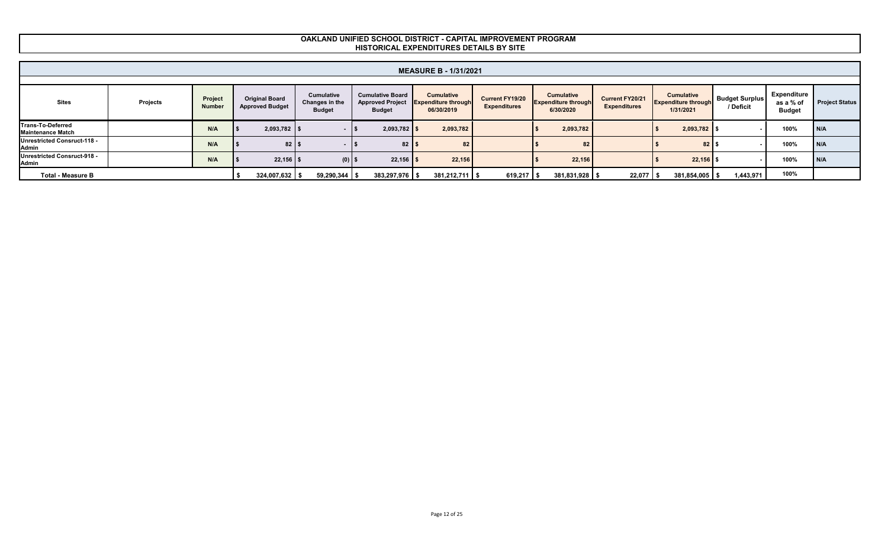# OAKLAND UNIFIED SCHOOL DISTRICT - CAPITAL IMPROVEMENT PROGRAM
## HISTORICAL EXPENDITURES DETAILS BY SITE

### MEASURE B - 1/31/2021

| Sites | Projects | Project Number | Original Board Approved Budget | Cumulative Changes in the Budget | Cumulative Board Approved Project Budget | Cumulative Expenditure through 06/30/2019 | Current FY19/20 Expenditures | Cumulative Expenditure through 6/30/2020 | Current FY20/21 Expenditures | Cumulative Expenditure through 1/31/2021 | Budget Surplus / Deficit | Expenditure as a % of Budget | Project Status |
|---|---|---|---|---|---|---|---|---|---|---|---|---|---|
| Trans-To-Deferred Maintenance Match | | N/A | $ 2,093,782 | $ - | $ 2,093,782 | $ 2,093,782 | | $ 2,093,782 | | $ 2,093,782 | $ - | 100% | N/A |
| Unrestricted Consruct-118 - Admin | | N/A | $ 82 | $ - | $ 82 | $ 82 | | $ 82 | | $ 82 | $ - | 100% | N/A |
| Unrestricted Consruct-918 - Admin | | N/A | $ 22,156 | $ (0) | $ 22,156 | $ 22,156 | | $ 22,156 | | $ 22,156 | $ - | 100% | N/A |
| **Total - Measure B** | | | $ 324,007,632 | $ 59,290,344 | $ 383,297,976 | $ 381,212,711 | $ 619,217 | $ 381,831,928 | $ 22,077 | $ 381,854,005 | $ 1,443,971 | 100% | |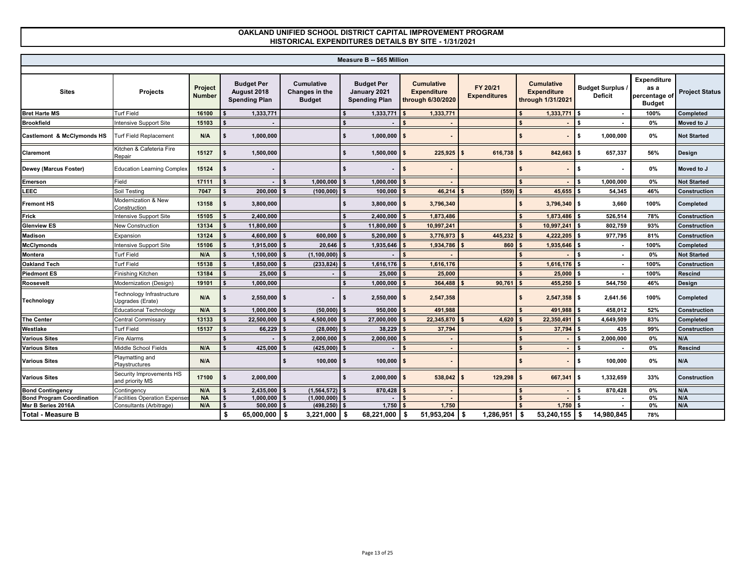# OAKLAND UNIFIED SCHOOL DISTRICT CAPITAL IMPROVEMENT PROGRAM
## HISTORICAL EXPENDITURES DETAILS BY SITE - 1/31/2021

### Measure B -- $65 Million

| Sites | Projects | Project Number | Budget Per August 2018 Spending Plan | Cumulative Changes in the Budget | Budget Per January 2021 Spending Plan | Cumulative Expenditure through 6/30/2020 | FY 20/21 Expenditures | Cumulative Expenditure through 1/31/2021 | Budget Surplus / Deficit | Expenditure as a percentage of Budget | Project Status |
|---|---|---|---|---|---|---|---|---|---|---|---|
| Bret Harte MS | Turf Field | 16100 | $ 1,333,771 | | $ 1,333,771 | $ 1,333,771 | | $ 1,333,771 | $ - | 100% | Completed |
| Brookfield | Intensive Support Site | 15103 | $ - | | $ - | $ - | | $ - | $ - | 0% | Moved to J |
| Castlemont & McClymonds HS | Turf Field Replacement | N/A | $ 1,000,000 | | $ 1,000,000 | $ - | | $ - | $ 1,000,000 | 0% | Not Started |
| Claremont | Kitchen & Cafeteria Fire Repair | 15127 | $ 1,500,000 | | $ 1,500,000 | $ 225,925 | $ 616,738 | $ 842,663 | $ 657,337 | 56% | Design |
| Dewey (Marcus Foster) | Education Learning Complex | 15124 | $ - | | $ - | $ - | | $ - | $ - | 0% | Moved to J |
| Emerson | Field | 17111 | $ - | $ 1,000,000 | $ 1,000,000 | $ - | | $ - | $ 1,000,000 | 0% | Not Started |
| LEEC | Soil Testing | 7047 | $ 200,000 | $ (100,000) | $ 100,000 | $ 46,214 | $ (559) | $ 45,655 | $ 54,345 | 46% | Construction |
| Fremont HS | Modernization & New Construction | 13158 | $ 3,800,000 | | $ 3,800,000 | $ 3,796,340 | | $ 3,796,340 | $ 3,660 | 100% | Completed |
| Frick | Intensive Support Site | 15105 | $ 2,400,000 | | $ 2,400,000 | $ 1,873,486 | | $ 1,873,486 | $ 526,514 | 78% | Construction |
| Glenview ES | New Construction | 13134 | $ 11,800,000 | | $ 11,800,000 | $ 10,997,241 | | $ 10,997,241 | $ 802,759 | 93% | Construction |
| Madison | Expansion | 13124 | $ 4,600,000 | $ 600,000 | $ 5,200,000 | $ 3,776,973 | $ 445,232 | $ 4,222,205 | $ 977,795 | 81% | Construction |
| McClymonds | Intensive Support Site | 15106 | $ 1,915,000 | $ 20,646 | $ 1,935,646 | $ 1,934,786 | $ 860 | $ 1,935,646 | $ - | 100% | Completed |
| Montera | Turf Field | N/A | $ 1,100,000 | $ (1,100,000) | $ - | $ - | | $ - | $ - | 0% | Not Started |
| Oakland Tech | Turf Field | 15138 | $ 1,850,000 | $ (233,824) | $ 1,616,176 | $ 1,616,176 | | $ 1,616,176 | $ - | 100% | Construction |
| Piedmont ES | Finishing Kitchen | 13184 | $ 25,000 | $ - | $ 25,000 | $ 25,000 | | $ 25,000 | $ - | 100% | Rescind |
| Roosevelt | Modernization (Design) | 19101 | $ 1,000,000 | | $ 1,000,000 | $ 364,488 | $ 90,761 | $ 455,250 | $ 544,750 | 46% | Design |
| Technology | Technology Infrastructure Upgrades (Erate) | N/A | $ 2,550,000 | $ - | $ 2,550,000 | $ 2,547,358 | | $ 2,547,358 | $ 2,641.56 | 100% | Completed |
| | Educational Technology | N/A | $ 1,000,000 | $ (50,000) | $ 950,000 | $ 491,988 | | $ 491,988 | $ 458,012 | 52% | Construction |
| The Center | Central Commissary | 13133 | $ 22,500,000 | $ 4,500,000 | $ 27,000,000 | $ 22,345,870 | $ 4,620 | $ 22,350,491 | $ 4,649,509 | 83% | Completed |
| Westlake | Turf Field | 15137 | $ 66,229 | $ (28,000) | $ 38,229 | $ 37,794 | | $ 37,794 | $ 435 | 99% | Construction |
| Various Sites | Fire Alarms | | $ - | $ 2,000,000 | $ 2,000,000 | $ - | | $ - | $ 2,000,000 | 0% | N/A |
| Various Sites | Middle School Fields | N/A | $ 425,000 | $ (425,000) | $ - | $ - | | $ - | $ - | 0% | Rescind |
| Various Sites | Playmatting and Playstructures | N/A | | $ 100,000 | $ 100,000 | $ - | | $ - | $ 100,000 | 0% | N/A |
| Various Sites | Security Improvements HS and priority MS | 17100 | $ 2,000,000 | | $ 2,000,000 | $ 538,042 | $ 129,298 | $ 667,341 | $ 1,332,659 | 33% | Construction |
| Bond Contingency | Contingency | N/A | $ 2,435,000 | $ (1,564,572) | $ 870,428 | $ - | | $ - | $ 870,428 | 0% | N/A |
| Bond Program Coordination | Facilities Operation Expenses | NA | $ 1,000,000 | $ (1,000,000) | $ - | $ - | | $ - | $ - | 0% | N/A |
| Msr B Series 2016A | Consultants (Arbitrage) | N/A | $ 500,000 | $ (498,250) | $ 1,750 | $ 1,750 | | $ 1,750 | $ - | 0% | N/A |
| **Total - Measure B** | | | **$ 65,000,000** | **$ 3,221,000** | **$ 68,221,000** | **$ 51,953,204** | **$ 1,286,951** | **$ 53,240,155** | **$ 14,980,845** | **78%** | |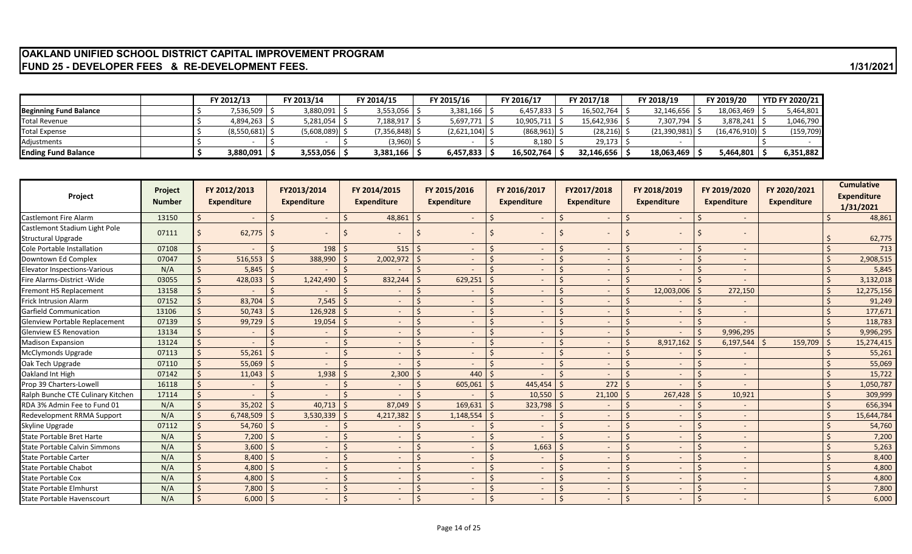# OAKLAND UNIFIED SCHOOL DISTRICT CAPITAL IMPROVEMENT PROGRAM

## FUND 25 - DEVELOPER FEES & RE-DEVELOPMENT FEES.

1/31/2021

| | FY 2012/13 | FY 2013/14 | FY 2014/15 | FY 2015/16 | FY 2016/17 | FY 2017/18 | FY 2018/19 | FY 2019/20 | YTD FY 2020/21 |
|---|---|---|---|---|---|---|---|---|---|
| **Beginning Fund Balance** | $ 7,536,509 | $ 3,880,091 | $ 3,553,056 | $ 3,381,166 | $ 6,457,833 | $ 16,502,764 | $ 32,146,656 | $ 18,063,469 | $ 5,464,801 |
| Total Revenue | $ 4,894,263 | $ 5,281,054 | $ 7,188,917 | $ 5,697,771 | $ 10,905,711 | $ 15,642,936 | $ 7,307,794 | $ 3,878,241 | $ 1,046,790 |
| Total Expense | $ (8,550,681) | $ (5,608,089) | $ (7,356,848) | $ (2,621,104) | $ (868,961) | $ (28,216) | $ (21,390,981) | $ (16,476,910) | $ (159,709) |
| Adjustments | $ - | $ - | $ (3,960) | $ - | $ 8,180 | $ 29,173 | $ - | | $ - |
| **Ending Fund Balance** | **$ 3,880,091** | **$ 3,553,056** | **$ 3,381,166** | **$ 6,457,833** | **$ 16,502,764** | **$ 32,146,656** | **$ 18,063,469** | **$ 5,464,801** | **$ 6,351,882** |

| Project | Project Number | FY 2012/2013 Expenditure | FY2013/2014 Expenditure | FY 2014/2015 Expenditure | FY 2015/2016 Expenditure | FY 2016/2017 Expenditure | FY2017/2018 Expenditure | FY 2018/2019 Expenditure | FY 2019/2020 Expenditure | FY 2020/2021 Expenditure | Cumulative Expenditure 1/31/2021 |
|---|---|---|---|---|---|---|---|---|---|---|---|
| Castlemont Fire Alarm | 13150 | $ - | $ - | $ 48,861 | $ - | $ - | $ - | $ - | $ - | | $ 48,861 |
| Castlemont Stadium Light Pole Structural Upgrade | 07111 | $ 62,775 | $ - | $ - | $ - | $ - | $ - | $ - | $ - | | $ 62,775 |
| Cole Portable Installation | 07108 | $ - | $ 198 | $ 515 | $ - | $ - | $ - | $ - | $ - | | $ 713 |
| Downtown Ed Complex | 07047 | $ 516,553 | $ 388,990 | $ 2,002,972 | $ - | $ - | $ - | $ - | $ - | | $ 2,908,515 |
| Elevator Inspections-Various | N/A | $ 5,845 | $ - | $ - | $ - | $ - | $ - | $ - | $ - | | $ 5,845 |
| Fire Alarms-District -Wide | 03055 | $ 428,033 | $ 1,242,490 | $ 832,244 | $ 629,251 | $ - | $ - | $ - | $ - | | $ 3,132,018 |
| Fremont HS Replacement | 13158 | $ - | $ - | $ - | $ - | $ - | $ - | $ 12,003,006 | $ 272,150 | | $ 12,275,156 |
| Frick Intrusion Alarm | 07152 | $ 83,704 | $ 7,545 | $ - | $ - | $ - | $ - | $ - | $ - | | $ 91,249 |
| Garfield Communication | 13106 | $ 50,743 | $ 126,928 | $ - | $ - | $ - | $ - | $ - | $ - | | $ 177,671 |
| Glenview Portable Replacement | 07139 | $ 99,729 | $ 19,054 | $ - | $ - | $ - | $ - | $ - | $ - | | $ 118,783 |
| Glenview ES Renovation | 13134 | $ - | $ - | $ - | $ - | $ - | $ - | $ - | $ 9,996,295 | | $ 9,996,295 |
| Madison Expansion | 13124 | $ - | $ - | $ - | $ - | $ - | $ - | $ 8,917,162 | $ 6,197,544 | $ 159,709 | $ 15,274,415 |
| McClymonds Upgrade | 07113 | $ 55,261 | $ - | $ - | $ - | $ - | $ - | $ - | $ - | | $ 55,261 |
| Oak Tech Upgrade | 07110 | $ 55,069 | $ - | $ - | $ - | $ - | $ - | $ - | $ - | | $ 55,069 |
| Oakland Int High | 07142 | $ 11,043 | $ 1,938 | $ 2,300 | $ 440 | $ - | $ - | $ - | $ - | | $ 15,722 |
| Prop 39 Charters-Lowell | 16118 | $ - | $ - | $ - | $ 605,061 | $ 445,454 | $ 272 | $ - | $ - | | $ 1,050,787 |
| Ralph Bunche CTE Culinary Kitchen | 17114 | $ - | $ - | $ - | $ - | $ 10,550 | $ 21,100 | $ 267,428 | $ 10,921 | | $ 309,999 |
| RDA 3% Admin Fee to Fund 01 | N/A | $ 35,202 | $ 40,713 | $ 87,049 | $ 169,631 | $ 323,798 | $ - | $ - | $ - | | $ 656,394 |
| Redevelopment RRMA Support | N/A | $ 6,748,509 | $ 3,530,339 | $ 4,217,382 | $ 1,148,554 | $ - | $ - | $ - | $ - | | $ 15,644,784 |
| Skyline Upgrade | 07112 | $ 54,760 | $ - | $ - | $ - | $ - | $ - | $ - | $ - | | $ 54,760 |
| State Portable Bret Harte | N/A | $ 7,200 | $ - | $ - | $ - | $ - | $ - | $ - | $ - | | $ 7,200 |
| State Portable Calvin Simmons | N/A | $ 3,600 | $ - | $ - | $ - | $ 1,663 | $ - | $ - | $ - | | $ 5,263 |
| State Portable Carter | N/A | $ 8,400 | $ - | $ - | $ - | $ - | $ - | $ - | $ - | | $ 8,400 |
| State Portable Chabot | N/A | $ 4,800 | $ - | $ - | $ - | $ - | $ - | $ - | $ - | | $ 4,800 |
| State Portable Cox | N/A | $ 4,800 | $ - | $ - | $ - | $ - | $ - | $ - | $ - | | $ 4,800 |
| State Portable Elmhurst | N/A | $ 7,800 | $ - | $ - | $ - | $ - | $ - | $ - | $ - | | $ 7,800 |
| State Portable Havenscourt | N/A | $ 6,000 | $ - | $ - | $ - | $ - | $ - | $ - | $ - | | $ 6,000 |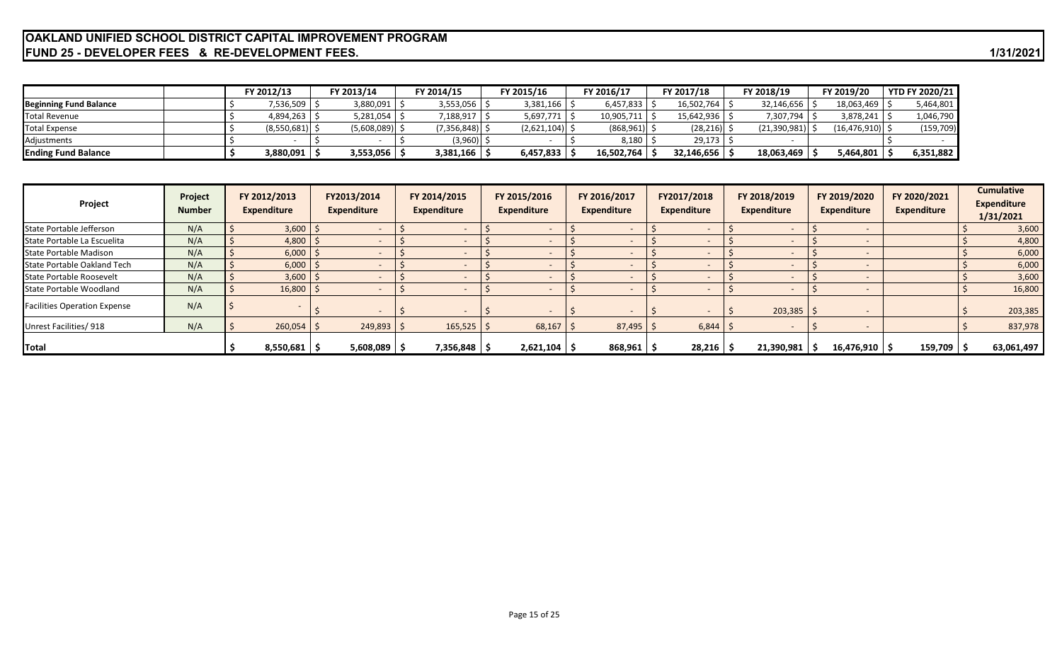# OAKLAND UNIFIED SCHOOL DISTRICT CAPITAL IMPROVEMENT PROGRAM
## FUND 25 - DEVELOPER FEES & RE-DEVELOPMENT FEES.

1/31/2021

| | | FY 2012/13 | FY 2013/14 | FY 2014/15 | FY 2015/16 | FY 2016/17 | FY 2017/18 | FY 2018/19 | FY 2019/20 | YTD FY 2020/21 |
|---|---|---|---|---|---|---|---|---|---|---|
| **Beginning Fund Balance** | | $ 7,536,509 | $ 3,880,091 | $ 3,553,056 | $ 3,381,166 | $ 6,457,833 | $ 16,502,764 | $ 32,146,656 | $ 18,063,469 | $ 5,464,801 |
| Total Revenue | | $ 4,894,263 | $ 5,281,054 | $ 7,188,917 | $ 5,697,771 | $ 10,905,711 | $ 15,642,936 | $ 7,307,794 | $ 3,878,241 | $ 1,046,790 |
| Total Expense | | $ (8,550,681) | $ (5,608,089) | $ (7,356,848) | $ (2,621,104) | $ (868,961) | $ (28,216) | $ (21,390,981) | $ (16,476,910) | $ (159,709) |
| Adjustments | | $ - | $ - | $ (3,960) | $ - | $ 8,180 | $ 29,173 | $ - | | $ - |
| **Ending Fund Balance** | | **$ 3,880,091** | **$ 3,553,056** | **$ 3,381,166** | **$ 6,457,833** | **$ 16,502,764** | **$ 32,146,656** | **$ 18,063,469** | **$ 5,464,801** | **$ 6,351,882** |

| Project | Project Number | FY 2012/2013 Expenditure | FY2013/2014 Expenditure | FY 2014/2015 Expenditure | FY 2015/2016 Expenditure | FY 2016/2017 Expenditure | FY2017/2018 Expenditure | FY 2018/2019 Expenditure | FY 2019/2020 Expenditure | FY 2020/2021 Expenditure | Cumulative Expenditure 1/31/2021 |
|---|---|---|---|---|---|---|---|---|---|---|---|
| State Portable Jefferson | N/A | $ 3,600 | $ - | $ - | $ - | $ - | $ - | $ - | $ - | | $ 3,600 |
| State Portable La Escuelita | N/A | $ 4,800 | $ - | $ - | $ - | $ - | $ - | $ - | $ - | | $ 4,800 |
| State Portable Madison | N/A | $ 6,000 | $ - | $ - | $ - | $ - | $ - | $ - | $ - | | $ 6,000 |
| State Portable Oakland Tech | N/A | $ 6,000 | $ - | $ - | $ - | $ - | $ - | $ - | $ - | | $ 6,000 |
| State Portable Roosevelt | N/A | $ 3,600 | $ - | $ - | $ - | $ - | $ - | $ - | $ - | | $ 3,600 |
| State Portable Woodland | N/A | $ 16,800 | $ - | $ - | $ - | $ - | $ - | $ - | $ - | | $ 16,800 |
| Facilities Operation Expense | N/A | $ - | $ - | $ - | $ - | $ - | $ - | $ 203,385 | $ - | | $ 203,385 |
| Unrest Facilities/ 918 | N/A | $ 260,054 | $ 249,893 | $ 165,525 | $ 68,167 | $ 87,495 | $ 6,844 | $ - | $ - | | $ 837,978 |
| **Total** | | **$ 8,550,681** | **$ 5,608,089** | **$ 7,356,848** | **$ 2,621,104** | **$ 868,961** | **$ 28,216** | **$ 21,390,981** | **$ 16,476,910** | **$ 159,709** | **$ 63,061,497** |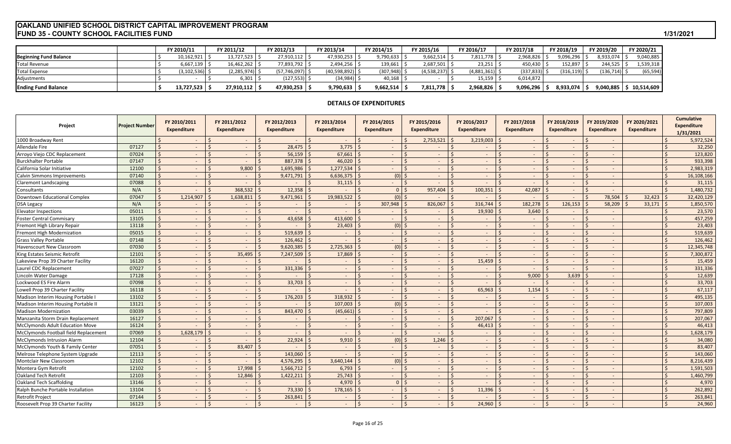# OAKLAND UNIFIED SCHOOL DISTRICT CAPITAL IMPROVEMENT PROGRAM
## FUND 35 - COUNTY SCHOOL FACILITIES FUND

1/31/2021

| | | FY 2010/11 | FY 2011/12 | FY 2012/13 | FY 2013/14 | FY 2014/15 | FY 2015/16 | FY 2016/17 | FY 2017/18 | FY 2018/19 | FY 2019/20 | FY 2020/21 |
|---|---|---|---|---|---|---|---|---|---|---|---|---|
| **Beginning Fund Balance** | | $ 10,162,921 | $ 13,727,523 | $ 27,910,112 | $ 47,930,253 | $ 9,790,633 | $ 9,662,514 | $ 7,811,778 | $ 2,968,826 | $ 9,096,296 | $ 8,933,074 | $ 9,040,885 |
| Total Revenue | | $ 6,667,139 | $ 16,462,262 | $ 77,893,792 | $ 2,494,256 | $ 139,661 | $ 2,687,501 | $ 23,251 | $ 450,430 | $ 152,897 | $ 244,525 | $ 1,539,318 |
| Total Expense | | $ (3,102,536) | $ (2,285,974) | $ (57,746,097) | $ (40,598,892) | $ (307,948) | $ (4,538,237) | $ (4,881,361) | $ (337,833) | $ (316,119) | $ (136,714) | $ (65,594) |
| Adjustments | | $ - | $ 6,301 | $ (127,553) | $ (34,984) | $ 40,168 | $ - | $ 15,159 | $ 6,014,872 | | | |
| **Ending Fund Balance** | | **$ 13,727,523** | **$ 27,910,112** | **$ 47,930,253** | **$ 9,790,633** | **$ 9,662,514** | **$ 7,811,778** | **$ 2,968,826** | **$ 9,096,296** | **$ 8,933,074** | **$ 9,040,885** | **$ 10,514,609** |

### DETAILS OF EXPENDITURES

| Project | Project Number | FY 2010/2011 Expenditure | FY 2011/2012 Expenditure | FY 2012/2013 Expenditure | FY 2013/2014 Expenditure | FY 2014/2015 Expenditure | FY 2015/2016 Expenditure | FY 2016/2017 Expenditure | FY 2017/2018 Expenditure | FY 2018/2019 Expenditure | FY 2019/2020 Expenditure | FY 2020/2021 Expenditure | Cumulative Expenditure 1/31/2021 |
|---|---|---|---|---|---|---|---|---|---|---|---|---|---|
| 1000 Broadway Rent | | $ - | $ - | $ - | $ - | $ - | $ 2,753,521 | $ 3,219,003 | $ - | $ - | $ - | | $ 5,972,524 |
| Allendale Fire | 07127 | $ - | $ - | $ 28,475 | $ 3,775 | $ - | $ - | $ - | $ - | $ - | $ - | | $ 32,250 |
| Arroyo Viejo CDC Replacement | 07024 | $ - | $ - | $ 56,159 | $ 67,661 | $ - | $ - | $ - | $ - | $ - | $ - | | $ 123,820 |
| Burckhalter Portable | 07147 | $ - | $ - | $ 887,378 | $ 46,020 | $ - | $ - | $ - | $ - | $ - | $ - | | $ 933,398 |
| California Solar Initiative | 12100 | $ - | $ 9,800 | $ 1,695,986 | $ 1,277,534 | $ - | $ - | $ - | $ - | $ - | $ - | | $ 2,983,319 |
| Calvin Simmons Improvements | 07140 | $ - | $ - | $ 9,471,791 | $ 6,636,375 | $ (0) | $ - | $ - | $ - | $ - | $ - | | $ 16,108,166 |
| Claremont Landscaping | 07088 | $ - | $ - | $ - | $ 31,115 | $ - | $ - | $ - | $ - | $ - | $ - | | $ 31,115 |
| Consultants | N/A | $ - | $ 368,532 | $ 12,358 | $ - | $ 0 | $ 957,404 | $ 100,351 | $ 42,087 | $ - | $ - | | $ 1,480,732 |
| Downtown Educational Complex | 07047 | $ 1,214,907 | $ 1,638,811 | $ 9,471,961 | $ 19,983,522 | $ (0) | $ - | $ - | $ - | $ - | $ 78,504 | $ 32,423 | $ 32,420,129 |
| DSA Legacy | N/A | $ - | $ - | $ - | $ - | $ 307,948 | $ 826,067 | $ 316,744 | $ 182,278 | $ 126,153 | $ 58,209 | $ 33,171 | $ 1,850,570 |
| Elevator Inspections | 05011 | $ - | $ - | $ - | $ - | $ - | $ - | $ 19,930 | $ 3,640 | $ - | $ - | | $ 23,570 |
| Foster Central Commisary | 13105 | $ - | $ - | $ 43,658 | $ 413,600 | $ - | $ - | $ - | $ - | $ - | $ - | | $ 457,259 |
| Fremont High Library Repair | 13118 | $ - | $ - | $ - | $ 23,403 | $ (0) | $ - | $ - | $ - | $ - | $ - | | $ 23,403 |
| Fremont High Modernization | 05015 | $ - | $ - | $ 519,639 | $ - | $ - | $ - | $ - | $ - | $ - | $ - | | $ 519,639 |
| Grass Valley Portable | 07148 | $ - | $ - | $ 126,462 | $ - | $ - | $ - | $ - | $ - | $ - | $ - | | $ 126,462 |
| Havenscourt New Classroom | 07030 | $ - | $ - | $ 9,620,385 | $ 2,725,363 | $ (0) | $ - | $ - | $ - | $ - | $ - | | $ 12,345,748 |
| King Estates Seismic Retrofit | 12101 | $ - | $ 35,495 | $ 7,247,509 | $ 17,869 | $ - | $ - | $ - | $ - | $ - | $ - | | $ 7,300,872 |
| Lakeview Prop 39 Charter Facility | 16120 | $ - | $ - | $ - | $ - | $ - | $ - | $ 15,459 | $ - | $ - | $ - | | $ 15,459 |
| Laurel CDC Replacement | 07027 | $ - | $ - | $ 331,336 | $ - | $ - | $ - | $ - | $ - | $ - | $ - | | $ 331,336 |
| Lincoln Water Damage | 17128 | $ - | $ - | $ - | $ - | $ - | $ - | $ - | $ 9,000 | $ 3,639 | $ - | | $ 12,639 |
| Lockwood ES Fire Alarm | 07098 | $ - | $ - | $ 33,703 | $ - | $ - | $ - | $ - | $ - | $ - | $ - | | $ 33,703 |
| Lowell Prop 39 Charter Facility | 16118 | $ - | $ - | $ - | $ - | $ - | $ - | $ 65,963 | $ 1,154 | $ - | $ - | | $ 67,117 |
| Madison Interim Housing Portable I | 13102 | $ - | $ - | $ 176,203 | $ 318,932 | $ - | $ - | $ - | $ - | $ - | $ - | | $ 495,135 |
| Madison Interim Housing Portable II | 13121 | $ - | $ - | $ - | $ 107,003 | $ (0) | $ - | $ - | $ - | $ - | $ - | | $ 107,003 |
| Madison Modernization | 03039 | $ - | $ - | $ 843,470 | $ (45,661) | $ - | $ - | $ - | $ - | $ - | $ - | | $ 797,809 |
| Manzanita Storm Drain Replacement | 16127 | $ - | $ - | $ - | $ - | $ - | $ - | $ 207,067 | $ - | $ - | $ - | | $ 207,067 |
| McClymonds Adult Education Move | 16124 | $ - | $ - | $ - | $ - | $ - | $ - | $ 46,413 | $ - | $ - | $ - | | $ 46,413 |
| McClymonds Football field Replacement | 07069 | $ 1,628,179 | $ - | $ - | $ - | $ - | $ - | $ - | $ - | $ - | $ - | | $ 1,628,179 |
| McClymonds Intrusion Alarm | 12104 | $ - | $ - | $ 22,924 | $ 9,910 | $ (0) | $ 1,246 | $ - | $ - | $ - | $ - | | $ 34,080 |
| McClymonds Youth & Family Center | 07051 | $ - | $ 83,407 | $ - | $ - | $ - | $ - | $ - | $ - | $ - | $ - | | $ 83,407 |
| Melrose Telephone System Upgrade | 12113 | $ - | $ - | $ 143,060 | $ - | $ - | $ - | $ - | $ - | $ - | $ - | | $ 143,060 |
| Montclair New Classroom | 12102 | $ - | $ - | $ 4,576,295 | $ 3,640,144 | $ (0) | $ - | $ - | $ - | $ - | $ - | | $ 8,216,439 |
| Montera Gym Retrofit | 12102 | $ - | $ 17,998 | $ 1,566,712 | $ 6,793 | $ - | $ - | $ - | $ - | $ - | $ - | | $ 1,591,503 |
| Oakland Tech Retrofit | 12103 | $ - | $ 12,846 | $ 1,422,211 | $ 25,743 | $ - | $ - | $ - | $ - | $ - | $ - | | $ 1,460,799 |
| Oakland Tech Scaffolding | 13146 | $ - | $ - | $ - | $ 4,970 | $ 0 | $ - | $ - | $ - | $ - | $ - | | $ 4,970 |
| Ralph Bunche Portable Installation | 13104 | $ - | $ - | $ 73,330 | $ 178,165 | $ - | $ - | $ 11,396 | $ - | $ - | $ - | | $ 262,892 |
| Retrofit Project | 07144 | $ - | $ - | $ 263,841 | $ - | $ - | $ - | $ - | $ - | $ - | $ - | | $ 263,841 |
| Roosevelt Prop 39 Charter Facility | 16123 | $ - | $ - | $ - | $ - | $ - | $ - | $ 24,960 | $ - | $ - | $ - | | $ 24,960 |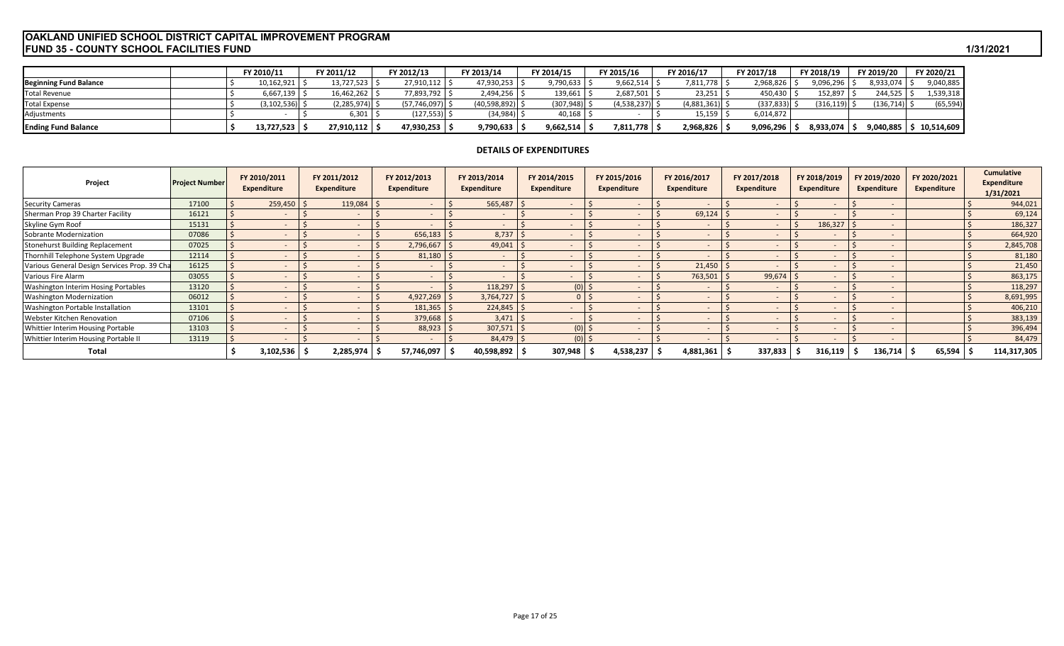# OAKLAND UNIFIED SCHOOL DISTRICT CAPITAL IMPROVEMENT PROGRAM
## FUND 35 - COUNTY SCHOOL FACILITIES FUND

1/31/2021

| | FY 2010/11 | FY 2011/12 | FY 2012/13 | FY 2013/14 | FY 2014/15 | FY 2015/16 | FY 2016/17 | FY 2017/18 | FY 2018/19 | FY 2019/20 | FY 2020/21 |
|---|---|---|---|---|---|---|---|---|---|---|---|
| **Beginning Fund Balance** | $ 10,162,921 | $ 13,727,523 | $ 27,910,112 | $ 47,930,253 | $ 9,790,633 | $ 9,662,514 | $ 7,811,778 | $ 2,968,826 | $ 9,096,296 | $ 8,933,074 | $ 9,040,885 |
| Total Revenue | $ 6,667,139 | $ 16,462,262 | $ 77,893,792 | $ 2,494,256 | $ 139,661 | $ 2,687,501 | $ 23,251 | $ 450,430 | $ 152,897 | $ 244,525 | $ 1,539,318 |
| Total Expense | $ (3,102,536) | $ (2,285,974) | $ (57,746,097) | $ (40,598,892) | $ (307,948) | $ (4,538,237) | $ (4,881,361) | $ (337,833) | $ (316,119) | $ (136,714) | $ (65,594) |
| Adjustments | $ - | $ 6,301 | $ (127,553) | $ (34,984) | $ 40,168 | $ - | $ 15,159 | $ 6,014,872 | | | |
| **Ending Fund Balance** | **$ 13,727,523** | **$ 27,910,112** | **$ 47,930,253** | **$ 9,790,633** | **$ 9,662,514** | **$ 7,811,778** | **$ 2,968,826** | **$ 9,096,296** | **$ 8,933,074** | **$ 9,040,885** | **$ 10,514,609** |

### DETAILS OF EXPENDITURES

| Project | Project Number | FY 2010/2011 Expenditure | FY 2011/2012 Expenditure | FY 2012/2013 Expenditure | FY 2013/2014 Expenditure | FY 2014/2015 Expenditure | FY 2015/2016 Expenditure | FY 2016/2017 Expenditure | FY 2017/2018 Expenditure | FY 2018/2019 Expenditure | FY 2019/2020 Expenditure | FY 2020/2021 Expenditure | Cumulative Expenditure 1/31/2021 |
|---|---|---|---|---|---|---|---|---|---|---|---|---|---|
| Security Cameras | 17100 | $ 259,450 | $ 119,084 | $ - | $ 565,487 | $ - | $ - | $ - | $ - | $ - | $ - | | $ 944,021 |
| Sherman Prop 39 Charter Facility | 16121 | $ - | $ - | $ - | $ - | $ - | $ - | $ 69,124 | $ - | $ - | $ - | | $ 69,124 |
| Skyline Gym Roof | 15131 | $ - | $ - | $ - | $ - | $ - | $ - | $ - | $ - | $ 186,327 | $ - | | $ 186,327 |
| Sobrante Modernization | 07086 | $ - | $ - | $ 656,183 | $ 8,737 | $ - | $ - | $ - | $ - | $ - | $ - | | $ 664,920 |
| Stonehurst Building Replacement | 07025 | $ - | $ - | $ 2,796,667 | $ 49,041 | $ - | $ - | $ - | $ - | $ - | $ - | | $ 2,845,708 |
| Thornhill Telephone System Upgrade | 12114 | $ - | $ - | $ 81,180 | $ - | $ - | $ - | $ - | $ - | $ - | $ - | | $ 81,180 |
| Various General Design Services Prop. 39 Cha | 16125 | $ - | $ - | $ - | $ - | $ - | $ - | $ 21,450 | $ - | $ - | $ - | | $ 21,450 |
| Various Fire Alarm | 03055 | $ - | $ - | $ - | $ - | $ - | $ - | $ 763,501 | $ 99,674 | $ - | $ - | | $ 863,175 |
| Washington Interim Hosing Portables | 13120 | $ - | $ - | $ - | $ 118,297 | $ (0) | $ - | $ - | $ - | $ - | $ - | | $ 118,297 |
| Washington Modernization | 06012 | $ - | $ - | $ 4,927,269 | $ 3,764,727 | $ 0 | $ - | $ - | $ - | $ - | $ - | | $ 8,691,995 |
| Washington Portable Installation | 13101 | $ - | $ - | $ 181,365 | $ 224,845 | $ - | $ - | $ - | $ - | $ - | $ - | | $ 406,210 |
| Webster Kitchen Renovation | 07106 | $ - | $ - | $ 379,668 | $ 3,471 | $ - | $ - | $ - | $ - | $ - | $ - | | $ 383,139 |
| Whittier Interim Housing Portable | 13103 | $ - | $ - | $ 88,923 | $ 307,571 | $ (0) | $ - | $ - | $ - | $ - | $ - | | $ 396,494 |
| Whittier Interim Housing Portable II | 13119 | $ - | $ - | $ - | $ 84,479 | $ (0) | $ - | $ - | $ - | $ - | $ - | | $ 84,479 |
| **Total** | | **$ 3,102,536** | **$ 2,285,974** | **$ 57,746,097** | **$ 40,598,892** | **$ 307,948** | **$ 4,538,237** | **$ 4,881,361** | **$ 337,833** | **$ 316,119** | **$ 136,714** | **$ 65,594** | **$ 114,317,305** |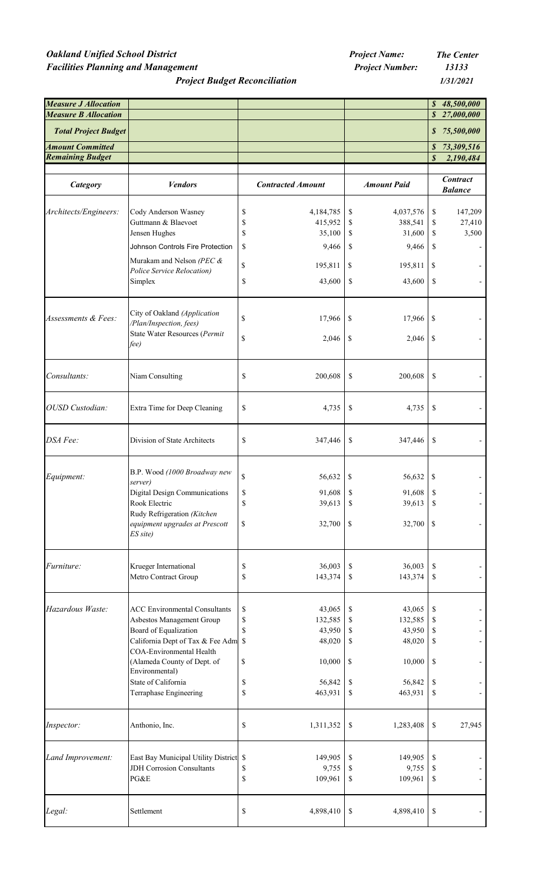***Oakland Unified School District*** | ***Project Name:*** ***The Center***

***Facilities Planning and Management*** | ***Project Number:*** ***13133***

***Project Budget Reconciliation*** | ***1/31/2021***

| | | | | |
|---|---|---|---|---|
| ***Measure J Allocation*** | | | | ***$ 48,500,000*** |
| ***Measure B Allocation*** | | | | ***$ 27,000,000*** |
| ***Total Project Budget*** | | | | ***$ 75,500,000*** |
| ***Amount Committed*** | | | | ***$ 73,309,516*** |
| ***Remaining Budget*** | | | | ***$ 2,190,484*** |

| ***Category*** | ***Vendors*** | ***Contracted Amount*** | ***Amount Paid*** | ***Contract Balance*** |
|---|---|---|---|---|
| *Architects/Engineers:* | Cody Anderson Wasney | $ 4,184,785 | $ 4,037,576 | $ 147,209 |
| | Guttmann & Blaevoet | $ 415,952 | $ 388,541 | $ 27,410 |
| | Jensen Hughes | $ 35,100 | $ 31,600 | $ 3,500 |
| | Johnson Controls Fire Protection | $ 9,466 | $ 9,466 | $ - |
| | Murakam and Nelson *(PEC & Police Service Relocation)* | $ 195,811 | $ 195,811 | $ - |
| | Simplex | $ 43,600 | $ 43,600 | $ - |
| *Assessments & Fees:* | City of Oakland *(Application /Plan/Inspection, fees)* | $ 17,966 | $ 17,966 | $ - |
| | State Water Resources (*Permit fee)* | $ 2,046 | $ 2,046 | $ - |
| *Consultants:* | Niam Consulting | $ 200,608 | $ 200,608 | $ - |
| *OUSD Custodian:* | Extra Time for Deep Cleaning | $ 4,735 | $ 4,735 | $ - |
| *DSA Fee:* | Division of State Architects | $ 347,446 | $ 347,446 | $ - |
| *Equipment:* | B.P. Wood *(1000 Broadway new server)* | $ 56,632 | $ 56,632 | $ - |
| | Digital Design Communications | $ 91,608 | $ 91,608 | $ - |
| | Rook Electric | $ 39,613 | $ 39,613 | $ - |
| | Rudy Refrigeration *(Kitchen equipment upgrades at Prescott ES site)* | $ 32,700 | $ 32,700 | $ - |
| *Furniture:* | Krueger International | $ 36,003 | $ 36,003 | $ - |
| | Metro Contract Group | $ 143,374 | $ 143,374 | $ - |
| *Hazardous Waste:* | ACC Environmental Consultants | $ 43,065 | $ 43,065 | $ - |
| | Asbestos Management Group | $ 132,585 | $ 132,585 | $ - |
| | Board of Equalization | $ 43,950 | $ 43,950 | $ - |
| | California Dept of Tax & Fee Adm | $ 48,020 | $ 48,020 | $ - |
| | COA-Environmental Health (Alameda County of Dept. of Environmental) | $ 10,000 | $ 10,000 | $ - |
| | State of California | $ 56,842 | $ 56,842 | $ - |
| | Terraphase Engineering | $ 463,931 | $ 463,931 | $ - |
| *Inspector:* | Anthonio, Inc. | $ 1,311,352 | $ 1,283,408 | $ 27,945 |
| *Land Improvement:* | East Bay Municipal Utility District | $ 149,905 | $ 149,905 | $ - |
| | JDH Corrosion Consultants | $ 9,755 | $ 9,755 | $ - |
| | PG&E | $ 109,961 | $ 109,961 | $ - |
| *Legal:* | Settlement | $ 4,898,410 | $ 4,898,410 | $ - |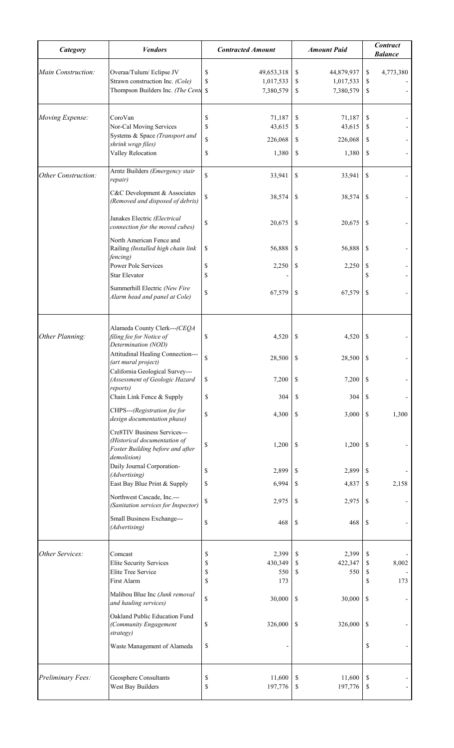| *Category* | *Vendors* | *Contracted Amount* | *Amount Paid* | *Contract Balance* |
|---|---|---|---|---|
| *Main Construction:* | Overaa/Tulum/ Eclipse JV | $ 49,653,318 | $ 44,879,937 | $ 4,773,380 |
| | Strawn construction Inc. *(Cole)* | $ 1,017,533 | $ 1,017,533 | $ - |
| | Thompson Builders Inc. *(The Cente* | $ 7,380,579 | $ 7,380,579 | $ - |
| *Moving Expense:* | CoroVan | $ 71,187 | $ 71,187 | $ - |
| | Nor-Cal Moving Services | $ 43,615 | $ 43,615 | $ - |
| | Systems & Space *(Transport and shrink wrqp files)* | $ 226,068 | $ 226,068 | $ - |
| | Valley Relocation | $ 1,380 | $ 1,380 | $ - |
| *Other Construction:* | Arntz Builders *(Emergency stair repair)* | $ 33,941 | $ 33,941 | $ - |
| | C&C Development & Associates *(Removed and disposed of debris)* | $ 38,574 | $ 38,574 | $ - |
| | Janakes Electric *(Electrical connection for the moved cubes)* | $ 20,675 | $ 20,675 | $ - |
| | North American Fence and Railing *(Installed high chain link fencing)* | $ 56,888 | $ 56,888 | $ - |
| | Power Pole Services | $ 2,250 | $ 2,250 | $ - |
| | Star Elevator | $ - | | $ - |
| | Summerhill Electric *(New Fire Alarm head and panel at Cole)* | $ 67,579 | $ 67,579 | $ - |
| *Other Planning:* | Alameda County Clerk---*(CEQA filing fee for Notice of Determination (NOD)* | $ 4,520 | $ 4,520 | $ - |
| | Attitudinal Healing Connection--- *(art mural project)* | $ 28,500 | $ 28,500 | $ - |
| | California Geological Survey--- *(Assessment of Geologic Hazard reports)* | $ 7,200 | $ 7,200 | $ - |
| | Chain Link Fence & Supply | $ 304 | $ 304 | $ - |
| | CHPS---*(Registration fee for design documentation phase)* | $ 4,300 | $ 3,000 | $ 1,300 |
| | Cre8TIV Business Services--- *(Historical documentation of Foster Building before and after demolision)* | $ 1,200 | $ 1,200 | $ - |
| | Daily Journal Corporation- *(Advertising)* | $ 2,899 | $ 2,899 | $ - |
| | East Bay Blue Print & Supply | $ 6,994 | $ 4,837 | $ 2,158 |
| | Northwest Cascade, Inc.--- *(Sanitation services for Inspector)* | $ 2,975 | $ 2,975 | $ - |
| | Small Business Exchange--- *(Advertising)* | $ 468 | $ 468 | $ - |
| *Other Services:* | Comcast | $ 2,399 | $ 2,399 | $ - |
| | Elite Security Services | $ 430,349 | $ 422,347 | $ 8,002 |
| | Elite Tree Service | $ 550 | $ 550 | $ - |
| | First Alarm | $ 173 | | $ 173 |
| | Malibou Blue Inc *(Junk removal and hauling services)* | $ 30,000 | $ 30,000 | $ - |
| | Oakland Public Education Fund *(Community Engagement strategy)* | $ 326,000 | $ 326,000 | $ - |
| | Waste Management of Alameda | $ - | | $ - |
| *Preliminary Fees:* | Geosphere Consultants | $ 11,600 | $ 11,600 | $ - |
| | West Bay Builders | $ 197,776 | $ 197,776 | $ - |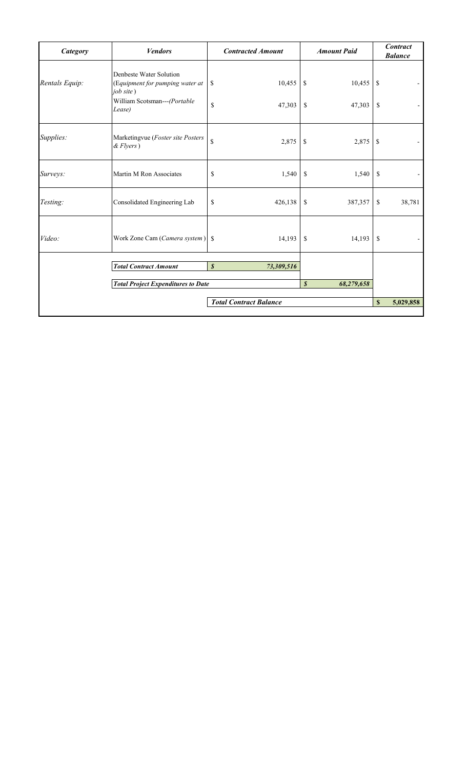| *Category* | *Vendors* | *Contracted Amount* | *Amount Paid* | *Contract Balance* |
|---|---|---|---|---|
| *Rentals Equip:* | Denbeste Water Solution (*Equipment for pumping water at job site*) | $ 10,455 | $ 10,455 | $ - |
| | William Scotsman---*(Portable Lease)* | $ 47,303 | $ 47,303 | $ - |
| *Supplies:* | Marketingvue (*Foster site Posters & Flyers*) | $ 2,875 | $ 2,875 | $ - |
| *Surveys:* | Martin M Ron Associates | $ 1,540 | $ 1,540 | $ - |
| *Testing:* | Consolidated Engineering Lab | $ 426,138 | $ 387,357 | $ 38,781 |
| *Video:* | Work Zone Cam (*Camera system*) | $ 14,193 | $ 14,193 | $ - |
| | ***Total Contract Amount*** | ***$ 73,309,516*** | | |
| | ***Total Project Expenditures to Date*** | | ***$ 68,279,658*** | |
| | | ***Total Contract Balance*** | | **$ 5,029,858** |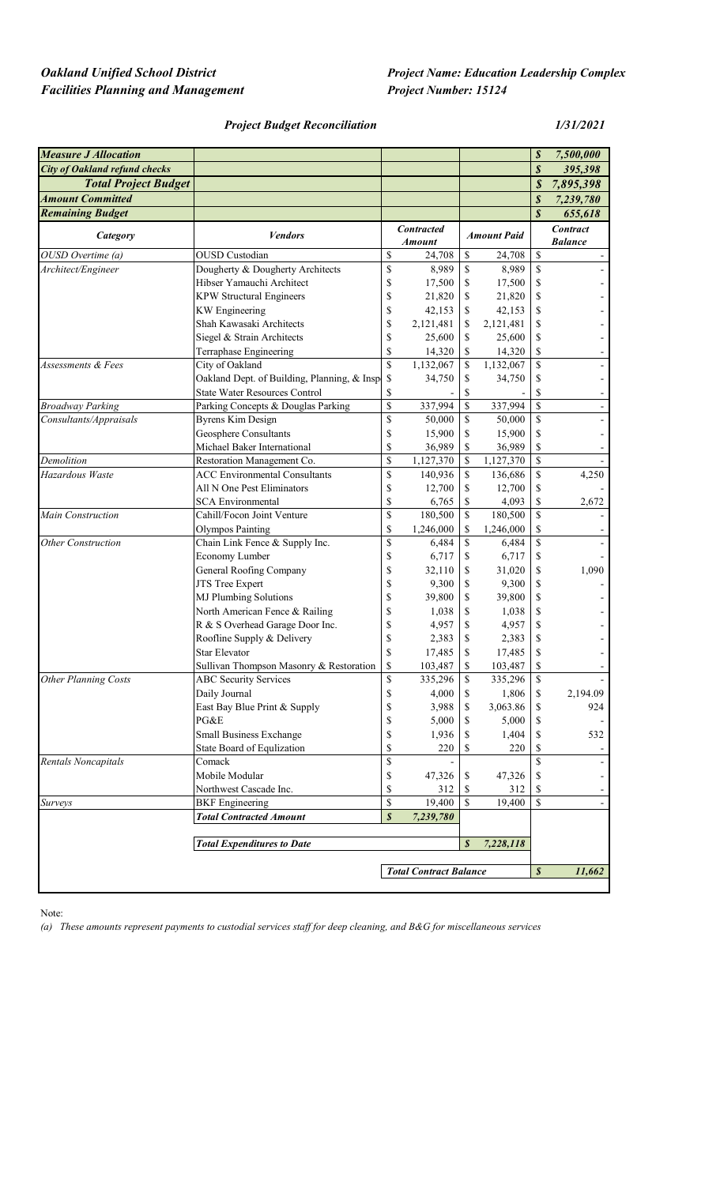***Oakland Unified School District***
***Facilities Planning and Management***

***Project Name: Education Leadership Complex***
***Project Number: 15124***

***Project Budget Reconciliation*** ***1/31/2021***

| | | | | |
|---|---|---|---|---|
| ***Measure J Allocation*** | | | | ***$ 7,500,000*** |
| ***City of Oakland refund checks*** | | | | ***$ 395,398*** |
| ***Total Project Budget*** | | | | ***$ 7,895,398*** |
| ***Amount Committed*** | | | | ***$ 7,239,780*** |
| ***Remaining Budget*** | | | | ***$ 655,618*** |
| ***Category*** | ***Vendors*** | ***Contracted Amount*** | ***Amount Paid*** | ***Contract Balance*** |
| *OUSD Overtime (a)* | OUSD Custodian | $ 24,708 | $ 24,708 | $ - |
| *Architect/Engineer* | Dougherty & Dougherty Architects | $ 8,989 | $ 8,989 | $ - |
| | Hibser Yamauchi Architect | $ 17,500 | $ 17,500 | $ - |
| | KPW Structural Engineers | $ 21,820 | $ 21,820 | $ - |
| | KW Engineering | $ 42,153 | $ 42,153 | $ - |
| | Shah Kawasaki Architects | $ 2,121,481 | $ 2,121,481 | $ - |
| | Siegel & Strain Architects | $ 25,600 | $ 25,600 | $ - |
| | Terraphase Engineering | $ 14,320 | $ 14,320 | $ - |
| *Assessments & Fees* | City of Oakland | $ 1,132,067 | $ 1,132,067 | $ - |
| | Oakland Dept. of Building, Planning, & Insp | $ 34,750 | $ 34,750 | $ - |
| | State Water Resources Control | $ - | $ - | $ - |
| *Broadway Parking* | Parking Concepts & Douglas Parking | $ 337,994 | $ 337,994 | $ - |
| *Consultants/Appraisals* | Byrens Kim Design | $ 50,000 | $ 50,000 | $ - |
| | Geosphere Consultants | $ 15,900 | $ 15,900 | $ - |
| | Michael Baker International | $ 36,989 | $ 36,989 | $ - |
| *Demolition* | Restoration Management Co. | $ 1,127,370 | $ 1,127,370 | $ - |
| *Hazardous Waste* | ACC Environmental Consultants | $ 140,936 | $ 136,686 | $ 4,250 |
| | All N One Pest Eliminators | $ 12,700 | $ 12,700 | $ - |
| | SCA Environmental | $ 6,765 | $ 4,093 | $ 2,672 |
| *Main Construction* | Cahill/Focon Joint Venture | $ 180,500 | $ 180,500 | $ - |
| | Olympos Painting | $ 1,246,000 | $ 1,246,000 | $ - |
| *Other Construction* | Chain Link Fence & Supply Inc. | $ 6,484 | $ 6,484 | $ - |
| | Economy Lumber | $ 6,717 | $ 6,717 | $ - |
| | General Roofing Company | $ 32,110 | $ 31,020 | $ 1,090 |
| | JTS Tree Expert | $ 9,300 | $ 9,300 | $ - |
| | MJ Plumbing Solutions | $ 39,800 | $ 39,800 | $ - |
| | North American Fence & Railing | $ 1,038 | $ 1,038 | $ - |
| | R & S Overhead Garage Door Inc. | $ 4,957 | $ 4,957 | $ - |
| | Roofline Supply & Delivery | $ 2,383 | $ 2,383 | $ - |
| | Star Elevator | $ 17,485 | $ 17,485 | $ - |
| | Sullivan Thompson Masonry & Restoration | $ 103,487 | $ 103,487 | $ - |
| *Other Planning Costs* | ABC Security Services | $ 335,296 | $ 335,296 | $ - |
| | Daily Journal | $ 4,000 | $ 1,806 | $ 2,194.09 |
| | East Bay Blue Print & Supply | $ 3,988 | $ 3,063.86 | $ 924 |
| | PG&E | $ 5,000 | $ 5,000 | $ - |
| | Small Business Exchange | $ 1,936 | $ 1,404 | $ 532 |
| | State Board of Equlization | $ 220 | $ 220 | $ - |
| *Rentals Noncapitals* | Comack | $ - | | $ - |
| | Mobile Modular | $ 47,326 | $ 47,326 | $ - |
| | Northwest Cascade Inc. | $ 312 | $ 312 | $ - |
| *Surveys* | BKF Engineering | $ 19,400 | $ 19,400 | $ - |
| | ***Total Contracted Amount*** | ***$ 7,239,780*** | | |
| | ***Total Expenditures to Date*** | | ***$ 7,228,118*** | |
| | | ***Total Contract Balance*** | | ***$ 11,662*** |

Note:

*(a) These amounts represent payments to custodial services staff for deep cleaning, and B&G for miscellaneous services*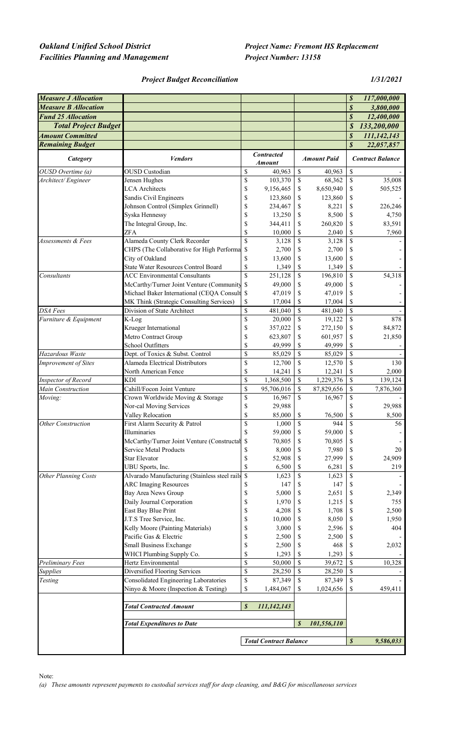*Oakland Unified School District*
*Facilities Planning and Management*

*Project Name: Fremont HS Replacement*
*Project Number: 13158*

***Project Budget Reconciliation*** *1/31/2021*

| | | | | |
|---|---|---|---|---|
| ***Measure J Allocation*** | | | | ***$ 117,000,000*** |
| ***Measure B Allocation*** | | | | ***$ 3,800,000*** |
| ***Fund 25 Allocation*** | | | | ***$ 12,400,000*** |
| ***Total Project Budget*** | | | | ***$ 133,200,000*** |
| ***Amount Committed*** | | | | ***$ 111,142,143*** |
| ***Remaining Budget*** | | | | ***$ 22,057,857*** |
| ***Category*** | ***Vendors*** | ***Contracted Amount*** | ***Amount Paid*** | ***Contract Balance*** |
| *OUSD Overtime (a)* | OUSD Custodian | $ 40,963 | $ 40,963 | $ - |
| *Architect/ Engineer* | Jensen Hughes | $ 103,370 | $ 68,362 | $ 35,008 |
| | LCA Architects | $ 9,156,465 | $ 8,650,940 | $ 505,525 |
| | Sandis Civil Engineers | $ 123,860 | $ 123,860 | $ - |
| | Johnson Control (Simplex Grinnell) | $ 234,467 | $ 8,221 | $ 226,246 |
| | Syska Hennessy | $ 13,250 | $ 8,500 | $ 4,750 |
| | The Integral Group, Inc. | $ 344,411 | $ 260,820 | $ 83,591 |
| | ZFA | $ 10,000 | $ 2,040 | $ 7,960 |
| *Assessments & Fees* | Alameda County Clerk Recorder | $ 3,128 | $ 3,128 | $ - |
| | CHPS (The Collaborative for High Performa | $ 2,700 | $ 2,700 | $ - |
| | City of Oakland | $ 13,600 | $ 13,600 | $ - |
| | State Water Resources Control Board | $ 1,349 | $ 1,349 | $ - |
| *Consultants* | ACC Environmental Consultants | $ 251,128 | $ 196,810 | $ 54,318 |
| | McCarthy/Turner Joint Venture (Community | $ 49,000 | $ 49,000 | $ - |
| | Michael Baker International (CEQA Consult | $ 47,019 | $ 47,019 | $ - |
| | MK Think (Strategic Consulting Services) | $ 17,004 | $ 17,004 | $ - |
| *DSA Fees* | Division of State Architect | $ 481,040 | $ 481,040 | $ - |
| *Furniture & Equipment* | K-Log | $ 20,000 | $ 19,122 | $ 878 |
| | Krueger International | $ 357,022 | $ 272,150 | $ 84,872 |
| | Metro Contract Group | $ 623,807 | $ 601,957 | $ 21,850 |
| | School Outfitters | $ 49,999 | $ 49,999 | $ - |
| *Hazardous Waste* | Dept. of Toxics & Subst. Control | $ 85,029 | $ 85,029 | $ - |
| *Improvement of Sites* | Alameda Electrical Distributors | $ 12,700 | $ 12,570 | $ 130 |
| | North American Fence | $ 14,241 | $ 12,241 | $ 2,000 |
| *Inspector of Record* | KDI | $ 1,368,500 | $ 1,229,376 | $ 139,124 |
| *Main Construction* | Cahill/Focon Joint Venture | $ 95,706,016 | $ 87,829,656 | $ 7,876,360 |
| *Moving:* | Crown Worldwide Moving & Storage | $ 16,967 | $ 16,967 | $ - |
| | Nor-cal Moving Services | $ 29,988 | | $ 29,988 |
| | Valley Relocation | $ 85,000 | $ 76,500 | $ 8,500 |
| *Other Construction* | First Alarm Security & Patrol | $ 1,000 | $ 944 | $ 56 |
| | Illuminaries | $ 59,000 | $ 59,000 | $ - |
| | McCarthy/Turner Joint Venture (Constructab | $ 70,805 | $ 70,805 | $ - |
| | Service Metal Products | $ 8,000 | $ 7,980 | $ 20 |
| | Star Elevator | $ 52,908 | $ 27,999 | $ 24,909 |
| | UBU Sports, Inc. | $ 6,500 | $ 6,281 | $ 219 |
| *Other Planning Costs* | Alvarado Manufacturing (Stainless steel rails | $ 1,623 | $ 1,623 | $ - |
| | ARC Imaging Resources | $ 147 | $ 147 | $ - |
| | Bay Area News Group | $ 5,000 | $ 2,651 | $ 2,349 |
| | Daily Journal Corporation | $ 1,970 | $ 1,215 | $ 755 |
| | East Bay Blue Print | $ 4,208 | $ 1,708 | $ 2,500 |
| | J.T.S Tree Service, Inc. | $ 10,000 | $ 8,050 | $ 1,950 |
| | Kelly Moore (Painting Materials) | $ 3,000 | $ 2,596 | $ 404 |
| | Pacific Gas & Electric | $ 2,500 | $ 2,500 | $ - |
| | Small Business Exchange | $ 2,500 | $ 468 | $ 2,032 |
| | WHCI Plumbing Supply Co. | $ 1,293 | $ 1,293 | $ - |
| *Preliminary Fees* | Hertz Environmental | $ 50,000 | $ 39,672 | $ 10,328 |
| *Supplies* | Diversified Flooring Services | $ 28,250 | $ 28,250 | $ - |
| *Testing* | Consolidated Engineering Laboratories | $ 87,349 | $ 87,349 | $ - |
| | Ninyo & Moore (Inspection & Testing) | $ 1,484,067 | $ 1,024,656 | $ 459,411 |
| | ***Total Contracted Amount*** | ***$ 111,142,143*** | | |
| | ***Total Expenditures to Date*** | | ***$ 101,556,110*** | |
| | | ***Total Contract Balance*** | | ***$ 9,586,033*** |

Note:

*(a) These amounts represent payments to custodial services staff for deep cleaning, and B&G for miscellaneous services*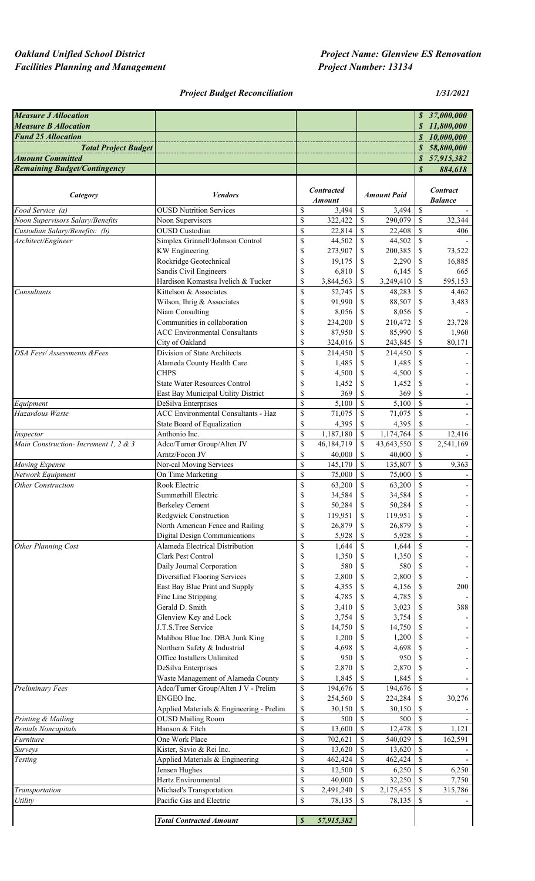*Oakland Unified School District*
*Facilities Planning and Management*

*Project Name: Glenview ES Renovation*
*Project Number: 13134*

***Project Budget Reconciliation*** *1/31/2021*

| | | | |
|---|---|---|---|
| ***Measure J Allocation*** | | | ***$ 37,000,000*** |
| ***Measure B Allocation*** | | | ***$ 11,800,000*** |
| ***Fund 25 Allocation*** | | | ***$ 10,000,000*** |
| ***Total Project Budget*** | | | ***$ 58,800,000*** |
| ***Amount Committed*** | | | ***$ 57,915,382*** |
| ***Remaining Budget/Contingency*** | | | ***$ 884,618*** |

| *Category* | *Vendors* | *Contracted Amount* | *Amount Paid* | *Contract Balance* |
|---|---|---|---|---|
| *Food Service (a)* | OUSD Nutrition Services | $ 3,494 | $ 3,494 | $ - |
| *Noon Supervisors Salary/Benefits* | Noon Supervisors | $ 322,422 | $ 290,079 | $ 32,344 |
| *Custodian Salary/Benefits: (b)* | OUSD Custodian | $ 22,814 | $ 22,408 | $ 406 |
| *Architect/Engineer* | Simplex Grinnell/Johnson Control | $ 44,502 | $ 44,502 | $ - |
| | KW Engineering | $ 273,907 | $ 200,385 | $ 73,522 |
| | Rockridge Geotechnical | $ 19,175 | $ 2,290 | $ 16,885 |
| | Sandis Civil Engineers | $ 6,810 | $ 6,145 | $ 665 |
| | Hardison Komastsu Ivelich & Tucker | $ 3,844,563 | $ 3,249,410 | $ 595,153 |
| *Consultants* | Kittelson & Associates | $ 52,745 | $ 48,283 | $ 4,462 |
| | Wilson, Ihrig & Associates | $ 91,990 | $ 88,507 | $ 3,483 |
| | Niam Consulting | $ 8,056 | $ 8,056 | $ - |
| | Communities in collaboration | $ 234,200 | $ 210,472 | $ 23,728 |
| | ACC Environmental Consultants | $ 87,950 | $ 85,990 | $ 1,960 |
| | City of Oakland | $ 324,016 | $ 243,845 | $ 80,171 |
| *DSA Fees/ Assessments &Fees* | Division of State Architects | $ 214,450 | $ 214,450 | $ - |
| | Alameda County Health Care | $ 1,485 | $ 1,485 | $ - |
| | CHPS | $ 4,500 | $ 4,500 | $ - |
| | State Water Resources Control | $ 1,452 | $ 1,452 | $ - |
| | East Bay Municipal Utility District | $ 369 | $ 369 | $ - |
| *Equipment* | DeSilva Enterprises | $ 5,100 | $ 5,100 | $ - |
| *Hazardous Waste* | ACC Environmental Consultants - Haz | $ 71,075 | $ 71,075 | $ - |
| | State Board of Equalization | $ 4,395 | $ 4,395 | $ - |
| *Inspector* | Anthonio Inc. | $ 1,187,180 | $ 1,174,764 | $ 12,416 |
| *Main Construction- Increment 1, 2 & 3* | Adco/Turner Group/Alten JV | $ 46,184,719 | $ 43,643,550 | $ 2,541,169 |
| | Arntz/Focon JV | $ 40,000 | $ 40,000 | $ - |
| *Moving Expense* | Nor-cal Moving Services | $ 145,170 | $ 135,807 | $ 9,363 |
| *Network Equipment* | On Time Marketing | $ 75,000 | $ 75,000 | $ - |
| *Other Construction* | Rook Electric | $ 63,200 | $ 63,200 | $ - |
| | Summerhill Electric | $ 34,584 | $ 34,584 | $ - |
| | Berkeley Cement | $ 50,284 | $ 50,284 | $ - |
| | Redgwick Construction | $ 119,951 | $ 119,951 | $ - |
| | North American Fence and Railing | $ 26,879 | $ 26,879 | $ - |
| | Digital Design Communications | $ 5,928 | $ 5,928 | $ - |
| *Other Planning Cost* | Alameda Electrical Distribution | $ 1,644 | $ 1,644 | $ - |
| | Clark Pest Control | $ 1,350 | $ 1,350 | $ - |
| | Daily Journal Corporation | $ 580 | $ 580 | $ - |
| | Diversified Flooring Services | $ 2,800 | $ 2,800 | $ - |
| | East Bay Blue Print and Supply | $ 4,355 | $ 4,156 | $ 200 |
| | Fine Line Stripping | $ 4,785 | $ 4,785 | $ - |
| | Gerald D. Smith | $ 3,410 | $ 3,023 | $ 388 |
| | Glenview Key and Lock | $ 3,754 | $ 3,754 | $ - |
| | J.T.S.Tree Service | $ 14,750 | $ 14,750 | $ - |
| | Malibou Blue Inc. DBA Junk King | $ 1,200 | $ 1,200 | $ - |
| | Northern Safety & Industrial | $ 4,698 | $ 4,698 | $ - |
| | Office Installers Unlimited | $ 950 | $ 950 | $ - |
| | DeSilva Enterprises | $ 2,870 | $ 2,870 | $ - |
| | Waste Management of Alameda County | $ 1,845 | $ 1,845 | $ - |
| *Preliminary Fees* | Adco/Turner Group/Alten J V - Prelim | $ 194,676 | $ 194,676 | $ - |
| | ENGEO Inc. | $ 254,560 | $ 224,284 | $ 30,276 |
| | Applied Materials & Engineering - Prelim | $ 30,150 | $ 30,150 | $ - |
| *Printing & Mailing* | OUSD Mailing Room | $ 500 | $ 500 | $ - |
| *Rentals Noncapitals* | Hanson & Fitch | $ 13,600 | $ 12,478 | $ 1,121 |
| *Furniture* | One Work Place | $ 702,621 | $ 540,029 | $ 162,591 |
| *Surveys* | Kister, Savio & Rei Inc. | $ 13,620 | $ 13,620 | $ - |
| *Testing* | Applied Materials & Engineering | $ 462,424 | $ 462,424 | $ - |
| | Jensen Hughes | $ 12,500 | $ 6,250 | $ 6,250 |
| | Hertz Environmental | $ 40,000 | $ 32,250 | $ 7,750 |
| *Transportation* | Michael's Transportation | $ 2,491,240 | $ 2,175,455 | $ 315,786 |
| *Utility* | Pacific Gas and Electric | $ 78,135 | $ 78,135 | $ - |
| | ***Total Contracted Amount*** | ***$ 57,915,382*** | | |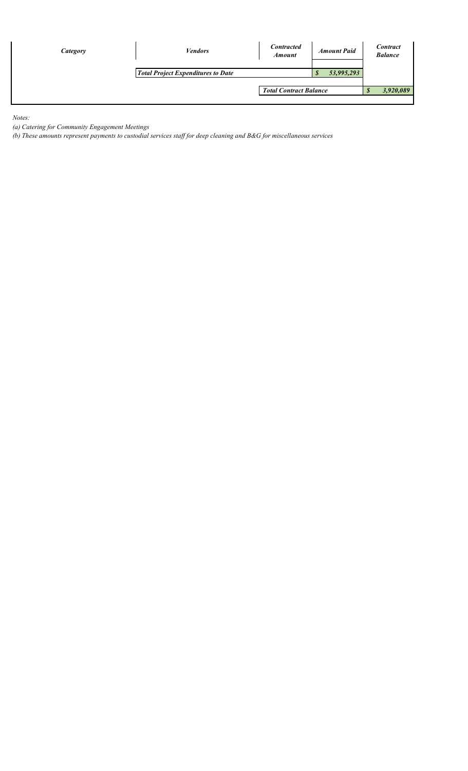| Category | Vendors | Contracted Amount | Amount Paid | Contract Balance |
| --- | --- | --- | --- | --- |
| | ***Total Project Expenditures to Date*** | | ***$ 53,995,293*** | |
| | | ***Total Contract Balance*** | | ***$ 3,920,089*** |

*Notes:*

*(a) Catering for Community Engagement Meetings*

*(b) These amounts represent payments to custodial services staff for deep cleaning and B&G for miscellaneous services*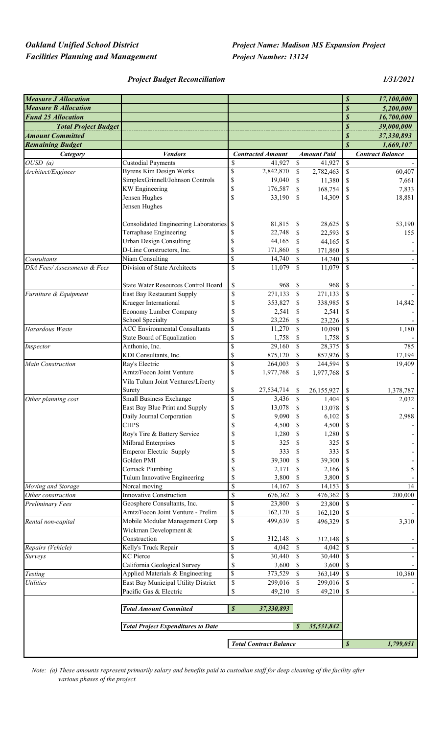***Oakland Unified School District***
***Facilities Planning and Management***

***Project Name: Madison MS Expansion Project***
***Project Number: 13124***

***Project Budget Reconciliation*** ***1/31/2021***

| | | | | |
|---|---|---|---|---|
| ***Measure J Allocation*** | | | | ***$ 17,100,000*** |
| ***Measure B Allocation*** | | | | ***$ 5,200,000*** |
| ***Fund 25 Allocation*** | | | | ***$ 16,700,000*** |
| ***Total Project Budget*** | | | | ***$ 39,000,000*** |
| ***Amount Committed*** | | | | ***$ 37,330,893*** |
| ***Remaining Budget*** | | | | ***$ 1,669,107*** |
| ***Category*** | ***Vendors*** | ***Contracted Amount*** | ***Amount Paid*** | ***Contract Balance*** |
| *OUSD (a)* | Custodial Payments | $ 41,927 | $ 41,927 | $ - |
| *Architect/Engineer* | Byrens Kim Design Works | $ 2,842,870 | $ 2,782,463 | $ 60,407 |
| | SimplexGrinnell/Johnson Controls | $ 19,040 | $ 11,380 | $ 7,661 |
| | KW Engineering | $ 176,587 | $ 168,754 | $ 7,833 |
| | Jensen Hughes | $ 33,190 | $ 14,309 | $ 18,881 |
| | Jensen Hughes | | | |
| | Consolidated Engineering Laboratories | $ 81,815 | $ 28,625 | $ 53,190 |
| | Terraphase Engineering | $ 22,748 | $ 22,593 | $ 155 |
| | Urban Design Consulting | $ 44,165 | $ 44,165 | $ - |
| | D-Line Constructors, Inc. | $ 171,860 | $ 171,860 | $ - |
| *Consultants* | Niam Consulting | $ 14,740 | $ 14,740 | $ - |
| *DSA Fees/ Assessments & Fees* | Division of State Architects | $ 11,079 | $ 11,079 | $ - |
| | State Water Resources Control Board | $ 968 | $ 968 | $ - |
| *Furniture & Equipment* | East Bay Restaurant Supply | $ 271,133 | $ 271,133 | $ - |
| | Krueger International | $ 353,827 | $ 338,985 | $ 14,842 |
| | Economy Lumber Company | $ 2,541 | $ 2,541 | $ - |
| | School Specialty | $ 23,226 | $ 23,226 | $ - |
| *Hazardous Waste* | ACC Environmental Consultants | $ 11,270 | $ 10,090 | $ 1,180 |
| | State Board of Equalization | $ 1,758 | $ 1,758 | $ - |
| *Inspector* | Anthonio, Inc. | $ 29,160 | $ 28,375 | $ 785 |
| | KDI Consultants, Inc. | $ 875,120 | $ 857,926 | $ 17,194 |
| *Main Construction* | Ray's Electric | $ 264,003 | $ 244,594 | $ 19,409 |
| | Arntz/Focon Joint Venture | $ 1,977,768 | $ 1,977,768 | $ - |
| | Vila Tulum Joint Ventures/Liberty Surety | $ 27,534,714 | $ 26,155,927 | $ 1,378,787 |
| *Other planning cost* | Small Business Exchange | $ 3,436 | $ 1,404 | $ 2,032 |
| | East Bay Blue Print and Supply | $ 13,078 | $ 13,078 | $ - |
| | Daily Journal Corporation | $ 9,090 | $ 6,102 | $ 2,988 |
| | CHPS | $ 4,500 | $ 4,500 | $ - |
| | Roy's Tire & Battery Service | $ 1,280 | $ 1,280 | $ - |
| | Milbrad Enterprises | $ 325 | $ 325 | $ - |
| | Emperor Electric Supply | $ 333 | $ 333 | $ - |
| | Golden PMI | $ 39,300 | $ 39,300 | $ - |
| | Comack Plumbing | $ 2,171 | $ 2,166 | $ 5 |
| | Tulum Innovative Engineering | $ 3,800 | $ 3,800 | $ - |
| *Moving and Storage* | Norcal moving | $ 14,167 | $ 14,153 | $ 14 |
| *Other construction* | Innovative Construction | $ 676,362 | $ 476,362 | $ 200,000 |
| *Preliminary Fees* | Geosphere Consultants, Inc. | $ 23,800 | $ 23,800 | $ - |
| | Arntz/Focon Joint Venture - Prelim | $ 162,120 | $ 162,120 | $ - |
| *Rental non-capital* | Mobile Modular Management Corp | $ 499,639 | $ 496,329 | $ 3,310 |
| | Wickman Development & Construction | $ 312,148 | $ 312,148 | $ - |
| *Repairs (Vehicle)* | Kelly's Truck Repair | $ 4,042 | $ 4,042 | $ - |
| *Surveys* | KC Pierce | $ 30,440 | $ 30,440 | $ - |
| | California Geological Survey | $ 3,600 | $ 3,600 | $ - |
| *Testing* | Applied Materials & Engineering | $ 373,529 | $ 363,149 | $ 10,380 |
| *Utilities* | East Bay Municipal Utility District | $ 299,016 | $ 299,016 | $ - |
| | Pacific Gas & Electric | $ 49,210 | $ 49,210 | $ - |
| | ***Total Amount Committed*** | ***$ 37,330,893*** | | |
| | ***Total Project Expenditures to Date*** | | ***$ 35,531,842*** | |
| | | ***Total Contract Balance*** | | ***$ 1,799,051*** |

*Note: (a) These amounts represent primarily salary and benefits paid to custodian staff for deep cleaning of the facility after various phases of the project.*